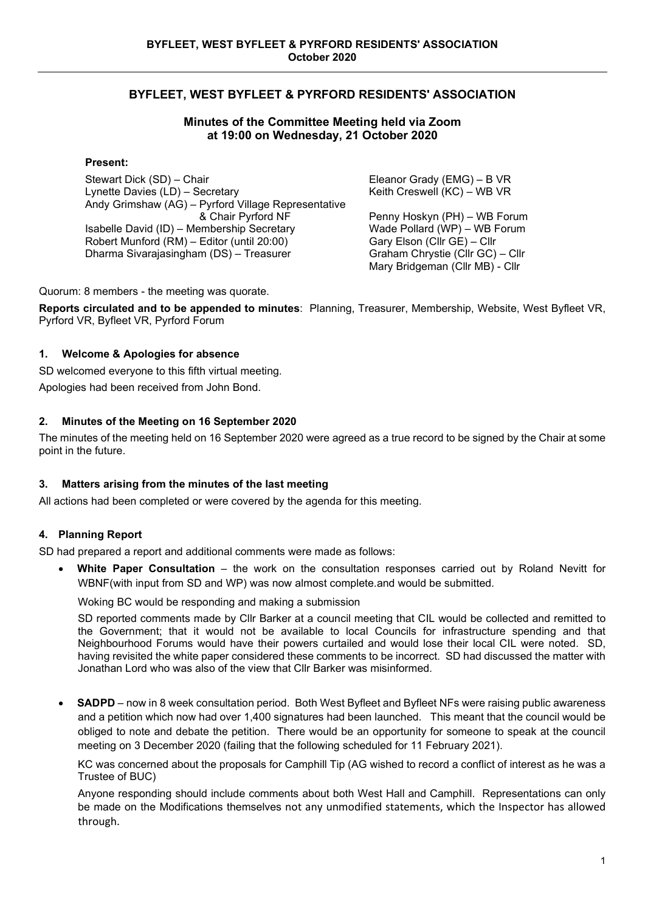## BYFLEET, WEST BYFLEET & PYRFORD RESIDENTS' ASSOCIATION

### Minutes of the Committee Meeting held via Zoom at 19:00 on Wednesday, 21 October 2020

**Present:**

Stewart Dick (SD) – Chair
Lynette Davies (LD) – Secretary
Andy Grimshaw (AG) – Pyrford Village Representative & Chair Pyrford NF
Isabelle David (ID) – Membership Secretary
Robert Munford (RM) – Editor (until 20:00)
Dharma Sivarajasingham (DS) – Treasurer
Eleanor Grady (EMG) – B VR
Keith Creswell (KC) – WB VR
Penny Hoskyn (PH) – WB Forum
Wade Pollard (WP) – WB Forum
Gary Elson (Cllr GE) – Cllr
Graham Chrystie (Cllr GC) – Cllr
Mary Bridgeman (Cllr MB) - Cllr

Quorum: 8 members - the meeting was quorate.

**Reports circulated and to be appended to minutes**: Planning, Treasurer, Membership, Website, West Byfleet VR, Pyrford VR, Byfleet VR, Pyrford Forum

#### 1. Welcome & Apologies for absence

SD welcomed everyone to this fifth virtual meeting.

Apologies had been received from John Bond.

#### 2. Minutes of the Meeting on 16 September 2020

The minutes of the meeting held on 16 September 2020 were agreed as a true record to be signed by the Chair at some point in the future.

#### 3. Matters arising from the minutes of the last meeting

All actions had been completed or were covered by the agenda for this meeting.

#### 4. Planning Report

SD had prepared a report and additional comments were made as follows:

- **White Paper Consultation** – the work on the consultation responses carried out by Roland Nevitt for WBNF(with input from SD and WP) was now almost complete.and would be submitted.

  Woking BC would be responding and making a submission

  SD reported comments made by Cllr Barker at a council meeting that CIL would be collected and remitted to the Government; that it would not be available to local Councils for infrastructure spending and that Neighbourhood Forums would have their powers curtailed and would lose their local CIL were noted. SD, having revisited the white paper considered these comments to be incorrect. SD had discussed the matter with Jonathan Lord who was also of the view that Cllr Barker was misinformed.

- **SADPD** – now in 8 week consultation period. Both West Byfleet and Byfleet NFs were raising public awareness and a petition which now had over 1,400 signatures had been launched. This meant that the council would be obliged to note and debate the petition. There would be an opportunity for someone to speak at the council meeting on 3 December 2020 (failing that the following scheduled for 11 February 2021).

  KC was concerned about the proposals for Camphill Tip (AG wished to record a conflict of interest as he was a Trustee of BUC)

  Anyone responding should include comments about both West Hall and Camphill. Representations can only be made on the Modifications themselves not any unmodified statements, which the Inspector has allowed through.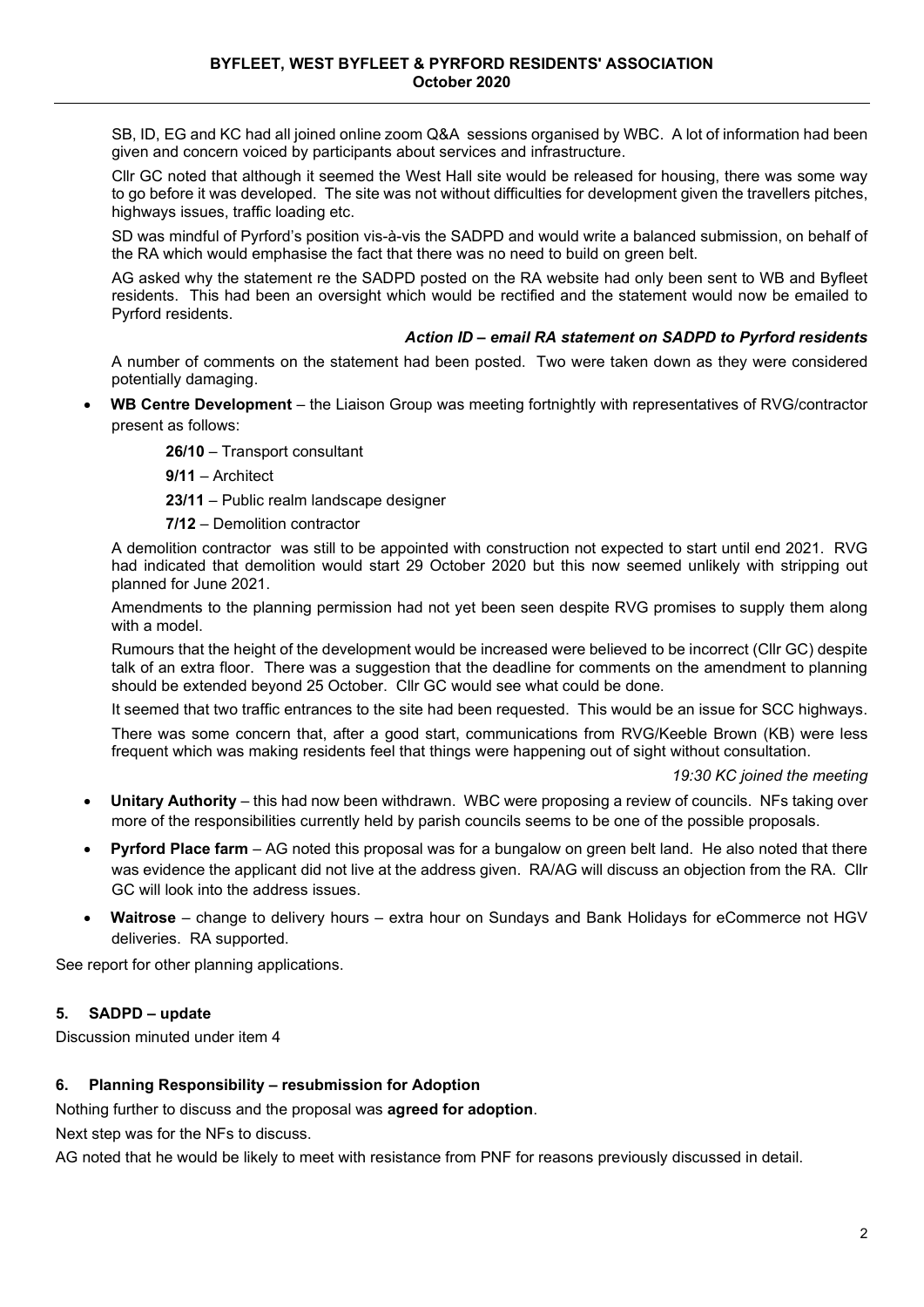SB, ID, EG and KC had all joined online zoom Q&A sessions organised by WBC. A lot of information had been given and concern voiced by participants about services and infrastructure.

Cllr GC noted that although it seemed the West Hall site would be released for housing, there was some way to go before it was developed. The site was not without difficulties for development given the travellers pitches, highways issues, traffic loading etc.

SD was mindful of Pyrford's position vis-à-vis the SADPD and would write a balanced submission, on behalf of the RA which would emphasise the fact that there was no need to build on green belt.

AG asked why the statement re the SADPD posted on the RA website had only been sent to WB and Byfleet residents. This had been an oversight which would be rectified and the statement would now be emailed to Pyrford residents.

***Action ID – email RA statement on SADPD to Pyrford residents***

A number of comments on the statement had been posted. Two were taken down as they were considered potentially damaging.

- **WB Centre Development** – the Liaison Group was meeting fortnightly with representatives of RVG/contractor present as follows:

  **26/10** – Transport consultant

  **9/11** – Architect

  **23/11** – Public realm landscape designer

  **7/12** – Demolition contractor

  A demolition contractor was still to be appointed with construction not expected to start until end 2021. RVG had indicated that demolition would start 29 October 2020 but this now seemed unlikely with stripping out planned for June 2021.

  Amendments to the planning permission had not yet been seen despite RVG promises to supply them along with a model.

  Rumours that the height of the development would be increased were believed to be incorrect (Cllr GC) despite talk of an extra floor. There was a suggestion that the deadline for comments on the amendment to planning should be extended beyond 25 October. Cllr GC would see what could be done.

  It seemed that two traffic entrances to the site had been requested. This would be an issue for SCC highways.

  There was some concern that, after a good start, communications from RVG/Keeble Brown (KB) were less frequent which was making residents feel that things were happening out of sight without consultation.

  *19:30 KC joined the meeting*

- **Unitary Authority** – this had now been withdrawn. WBC were proposing a review of councils. NFs taking over more of the responsibilities currently held by parish councils seems to be one of the possible proposals.
- **Pyrford Place farm** – AG noted this proposal was for a bungalow on green belt land. He also noted that there was evidence the applicant did not live at the address given. RA/AG will discuss an objection from the RA. Cllr GC will look into the address issues.
- **Waitrose** – change to delivery hours – extra hour on Sundays and Bank Holidays for eCommerce not HGV deliveries. RA supported.

See report for other planning applications.

### 5. SADPD – update

Discussion minuted under item 4

### 6. Planning Responsibility – resubmission for Adoption

Nothing further to discuss and the proposal was **agreed for adoption**.

Next step was for the NFs to discuss.

AG noted that he would be likely to meet with resistance from PNF for reasons previously discussed in detail.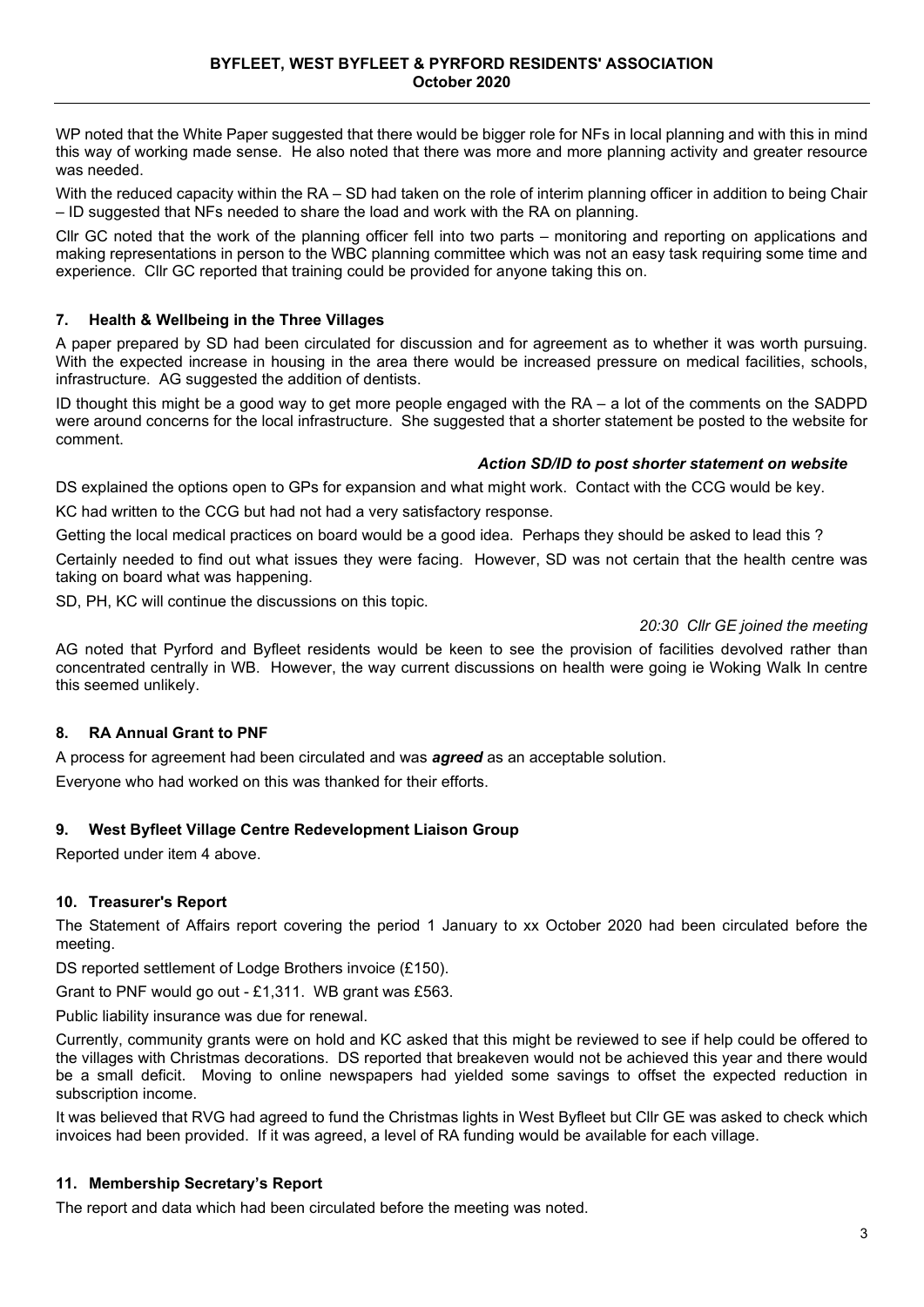WP noted that the White Paper suggested that there would be bigger role for NFs in local planning and with this in mind this way of working made sense. He also noted that there was more and more planning activity and greater resource was needed.

With the reduced capacity within the RA – SD had taken on the role of interim planning officer in addition to being Chair – ID suggested that NFs needed to share the load and work with the RA on planning.

Cllr GC noted that the work of the planning officer fell into two parts – monitoring and reporting on applications and making representations in person to the WBC planning committee which was not an easy task requiring some time and experience. Cllr GC reported that training could be provided for anyone taking this on.

### 7. Health & Wellbeing in the Three Villages

A paper prepared by SD had been circulated for discussion and for agreement as to whether it was worth pursuing. With the expected increase in housing in the area there would be increased pressure on medical facilities, schools, infrastructure. AG suggested the addition of dentists.

ID thought this might be a good way to get more people engaged with the RA – a lot of the comments on the SADPD were around concerns for the local infrastructure. She suggested that a shorter statement be posted to the website for comment.

***Action SD/ID to post shorter statement on website***

DS explained the options open to GPs for expansion and what might work. Contact with the CCG would be key.

KC had written to the CCG but had not had a very satisfactory response.

Getting the local medical practices on board would be a good idea. Perhaps they should be asked to lead this ?

Certainly needed to find out what issues they were facing. However, SD was not certain that the health centre was taking on board what was happening.

SD, PH, KC will continue the discussions on this topic.

*20:30 Cllr GE joined the meeting*

AG noted that Pyrford and Byfleet residents would be keen to see the provision of facilities devolved rather than concentrated centrally in WB. However, the way current discussions on health were going ie Woking Walk In centre this seemed unlikely.

### 8. RA Annual Grant to PNF

A process for agreement had been circulated and was ***agreed*** as an acceptable solution.

Everyone who had worked on this was thanked for their efforts.

### 9. West Byfleet Village Centre Redevelopment Liaison Group

Reported under item 4 above.

### 10. Treasurer's Report

The Statement of Affairs report covering the period 1 January to xx October 2020 had been circulated before the meeting.

DS reported settlement of Lodge Brothers invoice (£150).

Grant to PNF would go out - £1,311. WB grant was £563.

Public liability insurance was due for renewal.

Currently, community grants were on hold and KC asked that this might be reviewed to see if help could be offered to the villages with Christmas decorations. DS reported that breakeven would not be achieved this year and there would be a small deficit. Moving to online newspapers had yielded some savings to offset the expected reduction in subscription income.

It was believed that RVG had agreed to fund the Christmas lights in West Byfleet but Cllr GE was asked to check which invoices had been provided. If it was agreed, a level of RA funding would be available for each village.

### 11. Membership Secretary's Report

The report and data which had been circulated before the meeting was noted.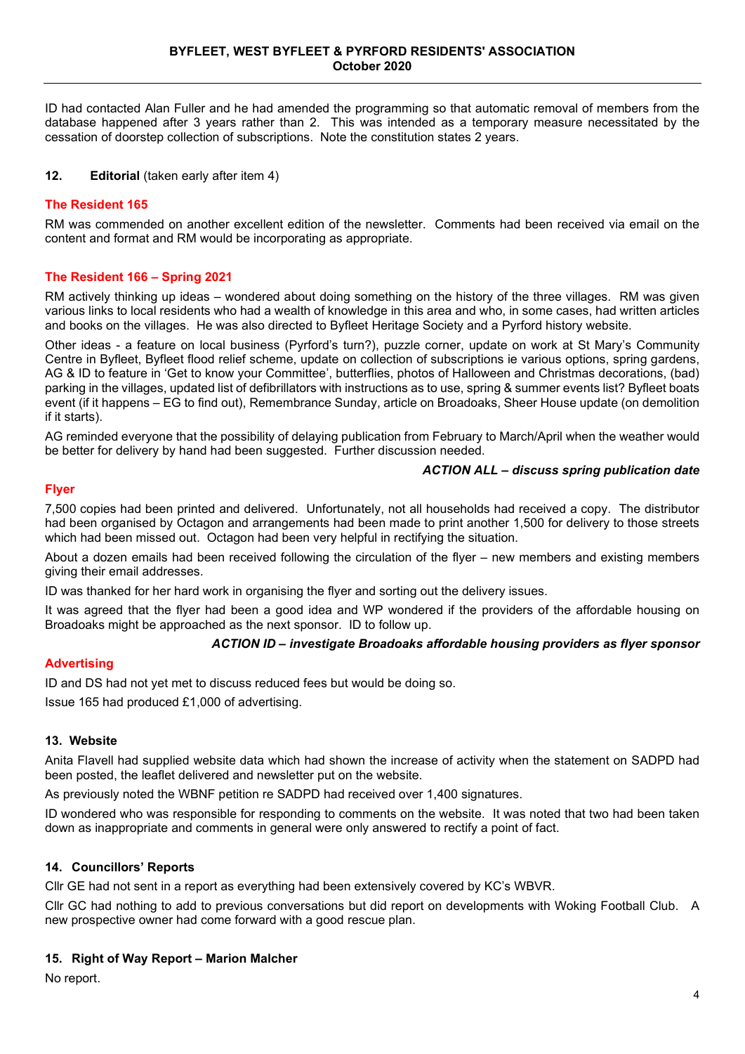ID had contacted Alan Fuller and he had amended the programming so that automatic removal of members from the database happened after 3 years rather than 2. This was intended as a temporary measure necessitated by the cessation of doorstep collection of subscriptions. Note the constitution states 2 years.

## 12. Editorial (taken early after item 4)

### The Resident 165

RM was commended on another excellent edition of the newsletter. Comments had been received via email on the content and format and RM would be incorporating as appropriate.

### The Resident 166 – Spring 2021

RM actively thinking up ideas – wondered about doing something on the history of the three villages. RM was given various links to local residents who had a wealth of knowledge in this area and who, in some cases, had written articles and books on the villages. He was also directed to Byfleet Heritage Society and a Pyrford history website.

Other ideas - a feature on local business (Pyrford's turn?), puzzle corner, update on work at St Mary's Community Centre in Byfleet, Byfleet flood relief scheme, update on collection of subscriptions ie various options, spring gardens, AG & ID to feature in 'Get to know your Committee', butterflies, photos of Halloween and Christmas decorations, (bad) parking in the villages, updated list of defibrillators with instructions as to use, spring & summer events list? Byfleet boats event (if it happens – EG to find out), Remembrance Sunday, article on Broadoaks, Sheer House update (on demolition if it starts).

AG reminded everyone that the possibility of delaying publication from February to March/April when the weather would be better for delivery by hand had been suggested. Further discussion needed.

***ACTION ALL – discuss spring publication date***

### Flyer

7,500 copies had been printed and delivered. Unfortunately, not all households had received a copy. The distributor had been organised by Octagon and arrangements had been made to print another 1,500 for delivery to those streets which had been missed out. Octagon had been very helpful in rectifying the situation.

About a dozen emails had been received following the circulation of the flyer – new members and existing members giving their email addresses.

ID was thanked for her hard work in organising the flyer and sorting out the delivery issues.

It was agreed that the flyer had been a good idea and WP wondered if the providers of the affordable housing on Broadoaks might be approached as the next sponsor. ID to follow up.

***ACTION ID – investigate Broadoaks affordable housing providers as flyer sponsor***

### Advertising

ID and DS had not yet met to discuss reduced fees but would be doing so.

Issue 165 had produced £1,000 of advertising.

## 13. Website

Anita Flavell had supplied website data which had shown the increase of activity when the statement on SADPD had been posted, the leaflet delivered and newsletter put on the website.

As previously noted the WBNF petition re SADPD had received over 1,400 signatures.

ID wondered who was responsible for responding to comments on the website. It was noted that two had been taken down as inappropriate and comments in general were only answered to rectify a point of fact.

## 14. Councillors' Reports

Cllr GE had not sent in a report as everything had been extensively covered by KC's WBVR.

Cllr GC had nothing to add to previous conversations but did report on developments with Woking Football Club. A new prospective owner had come forward with a good rescue plan.

## 15. Right of Way Report – Marion Malcher

No report.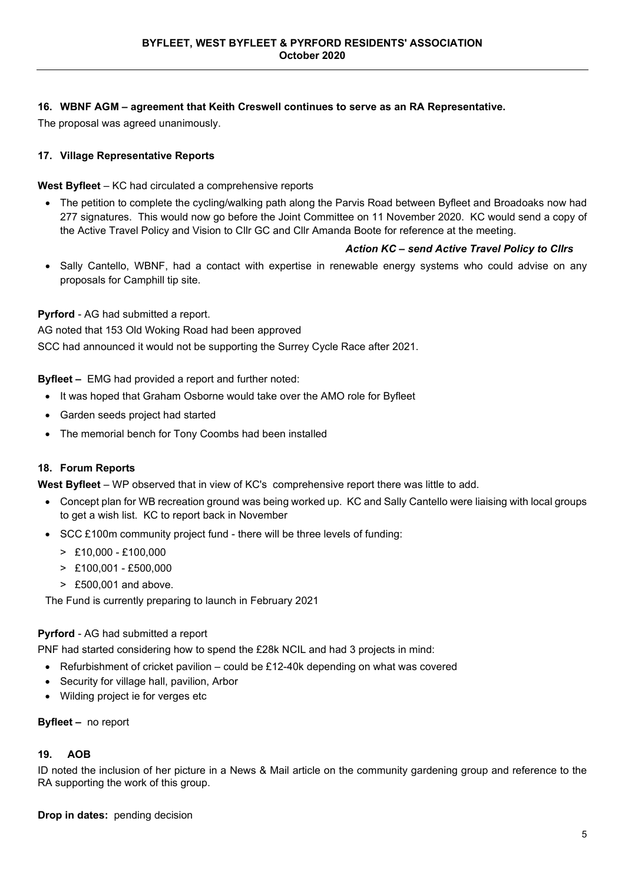### 16. WBNF AGM – agreement that Keith Creswell continues to serve as an RA Representative.

The proposal was agreed unanimously.

### 17. Village Representative Reports

**West Byfleet** – KC had circulated a comprehensive reports

- The petition to complete the cycling/walking path along the Parvis Road between Byfleet and Broadoaks now had 277 signatures. This would now go before the Joint Committee on 11 November 2020. KC would send a copy of the Active Travel Policy and Vision to Cllr GC and Cllr Amanda Boote for reference at the meeting.

***Action KC – send Active Travel Policy to Cllrs***

- Sally Cantello, WBNF, had a contact with expertise in renewable energy systems who could advise on any proposals for Camphill tip site.

**Pyrford** - AG had submitted a report.

AG noted that 153 Old Woking Road had been approved

SCC had announced it would not be supporting the Surrey Cycle Race after 2021.

**Byfleet –** EMG had provided a report and further noted:

- It was hoped that Graham Osborne would take over the AMO role for Byfleet
- Garden seeds project had started
- The memorial bench for Tony Coombs had been installed

### 18. Forum Reports

**West Byfleet** – WP observed that in view of KC's comprehensive report there was little to add.

- Concept plan for WB recreation ground was being worked up. KC and Sally Cantello were liaising with local groups to get a wish list. KC to report back in November
- SCC £100m community project fund - there will be three levels of funding:
  - > £10,000 - £100,000
  - > £100,001 - £500,000
  - > £500,001 and above.

The Fund is currently preparing to launch in February 2021

**Pyrford** - AG had submitted a report

PNF had started considering how to spend the £28k NCIL and had 3 projects in mind:

- Refurbishment of cricket pavilion – could be £12-40k depending on what was covered
- Security for village hall, pavilion, Arbor
- Wilding project ie for verges etc

**Byfleet –** no report

### 19. AOB

ID noted the inclusion of her picture in a News & Mail article on the community gardening group and reference to the RA supporting the work of this group.

**Drop in dates:** pending decision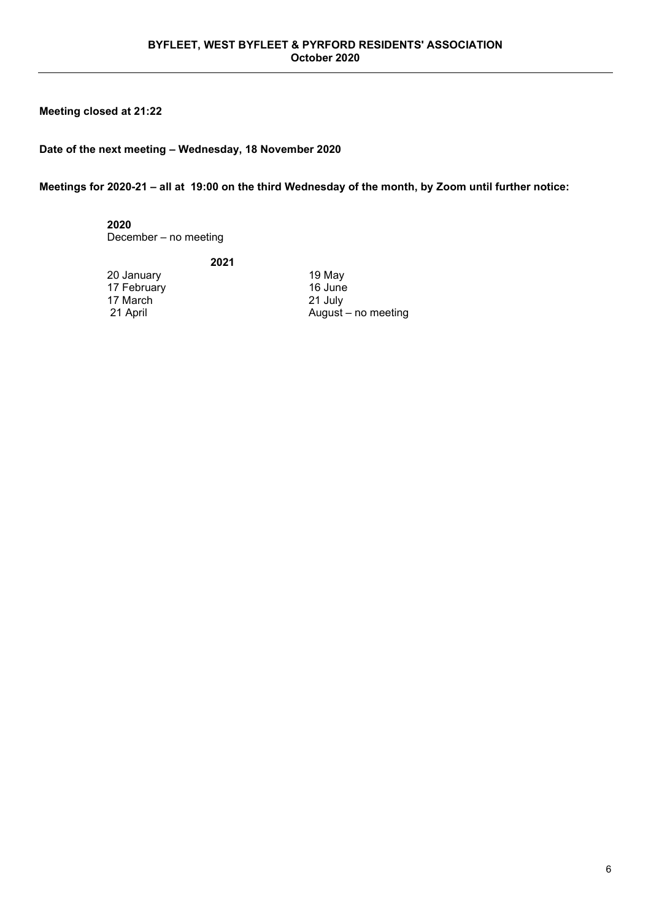**Meeting closed at 21:22**

**Date of the next meeting – Wednesday, 18 November 2020**

**Meetings for 2020-21 – all at 19:00 on the third Wednesday of the month, by Zoom until further notice:**

**2020**
December – no meeting

**2021**

| | |
|---|---|
| 20 January | 19 May |
| 17 February | 16 June |
| 17 March | 21 July |
| 21 April | August – no meeting |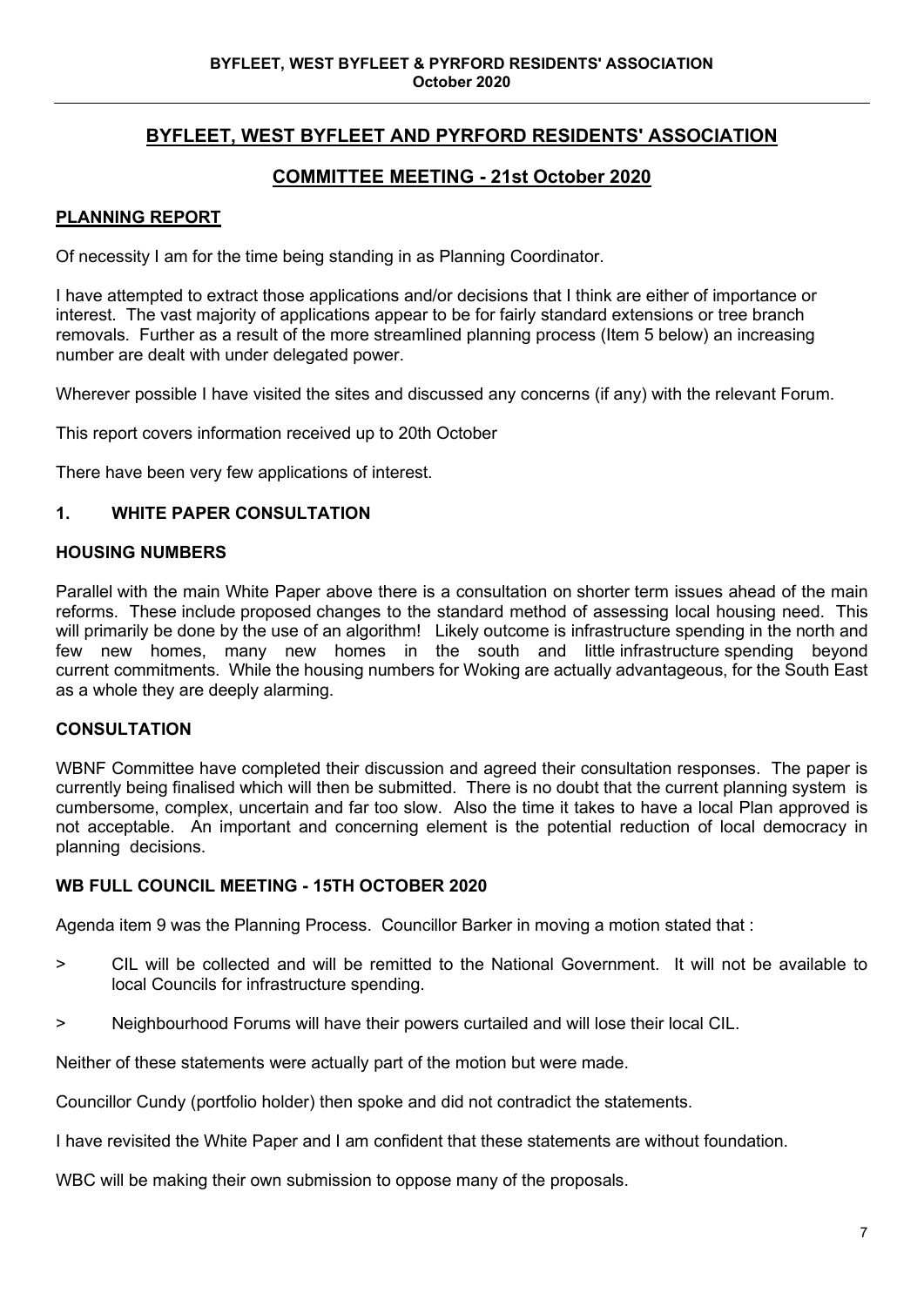# BYFLEET, WEST BYFLEET AND PYRFORD RESIDENTS' ASSOCIATION

## COMMITTEE MEETING - 21st October 2020

### PLANNING REPORT

Of necessity I am for the time being standing in as Planning Coordinator.

I have attempted to extract those applications and/or decisions that I think are either of importance or interest. The vast majority of applications appear to be for fairly standard extensions or tree branch removals. Further as a result of the more streamlined planning process (Item 5 below) an increasing number are dealt with under delegated power.

Wherever possible I have visited the sites and discussed any concerns (if any) with the relevant Forum.

This report covers information received up to 20th October

There have been very few applications of interest.

### 1. WHITE PAPER CONSULTATION

#### HOUSING NUMBERS

Parallel with the main White Paper above there is a consultation on shorter term issues ahead of the main reforms. These include proposed changes to the standard method of assessing local housing need. This will primarily be done by the use of an algorithm! Likely outcome is infrastructure spending in the north and few new homes, many new homes in the south and little infrastructure spending beyond current commitments. While the housing numbers for Woking are actually advantageous, for the South East as a whole they are deeply alarming.

#### CONSULTATION

WBNF Committee have completed their discussion and agreed their consultation responses. The paper is currently being finalised which will then be submitted. There is no doubt that the current planning system is cumbersome, complex, uncertain and far too slow. Also the time it takes to have a local Plan approved is not acceptable. An important and concerning element is the potential reduction of local democracy in planning decisions.

#### WB FULL COUNCIL MEETING - 15TH OCTOBER 2020

Agenda item 9 was the Planning Process. Councillor Barker in moving a motion stated that :

> CIL will be collected and will be remitted to the National Government. It will not be available to local Councils for infrastructure spending.

> Neighbourhood Forums will have their powers curtailed and will lose their local CIL.

Neither of these statements were actually part of the motion but were made.

Councillor Cundy (portfolio holder) then spoke and did not contradict the statements.

I have revisited the White Paper and I am confident that these statements are without foundation.

WBC will be making their own submission to oppose many of the proposals.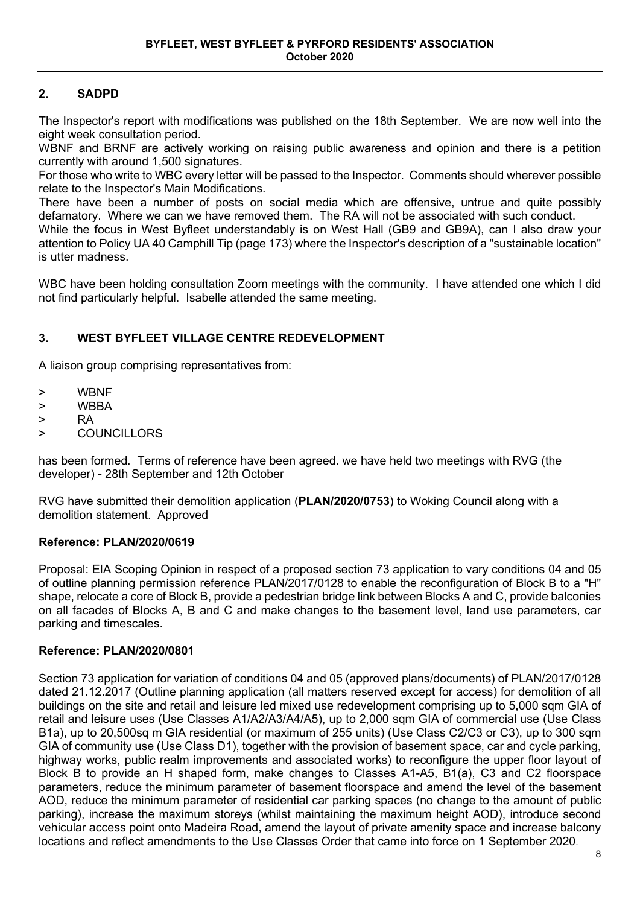## 2. SADPD

The Inspector's report with modifications was published on the 18th September. We are now well into the eight week consultation period.

WBNF and BRNF are actively working on raising public awareness and opinion and there is a petition currently with around 1,500 signatures.

For those who write to WBC every letter will be passed to the Inspector. Comments should wherever possible relate to the Inspector's Main Modifications.

There have been a number of posts on social media which are offensive, untrue and quite possibly defamatory. Where we can we have removed them. The RA will not be associated with such conduct.

While the focus in West Byfleet understandably is on West Hall (GB9 and GB9A), can I also draw your attention to Policy UA 40 Camphill Tip (page 173) where the Inspector's description of a "sustainable location" is utter madness.

WBC have been holding consultation Zoom meetings with the community. I have attended one which I did not find particularly helpful. Isabelle attended the same meeting.

## 3. WEST BYFLEET VILLAGE CENTRE REDEVELOPMENT

A liaison group comprising representatives from:

> WBNF
> WBBA
> RA
> COUNCILLORS

has been formed. Terms of reference have been agreed. we have held two meetings with RVG (the developer) - 28th September and 12th October

RVG have submitted their demolition application (**PLAN/2020/0753**) to Woking Council along with a demolition statement. Approved

**Reference: PLAN/2020/0619**

Proposal: EIA Scoping Opinion in respect of a proposed section 73 application to vary conditions 04 and 05 of outline planning permission reference PLAN/2017/0128 to enable the reconfiguration of Block B to a "H" shape, relocate a core of Block B, provide a pedestrian bridge link between Blocks A and C, provide balconies on all facades of Blocks A, B and C and make changes to the basement level, land use parameters, car parking and timescales.

**Reference: PLAN/2020/0801**

Section 73 application for variation of conditions 04 and 05 (approved plans/documents) of PLAN/2017/0128 dated 21.12.2017 (Outline planning application (all matters reserved except for access) for demolition of all buildings on the site and retail and leisure led mixed use redevelopment comprising up to 5,000 sqm GIA of retail and leisure uses (Use Classes A1/A2/A3/A4/A5), up to 2,000 sqm GIA of commercial use (Use Class B1a), up to 20,500sq m GIA residential (or maximum of 255 units) (Use Class C2/C3 or C3), up to 300 sqm GIA of community use (Use Class D1), together with the provision of basement space, car and cycle parking, highway works, public realm improvements and associated works) to reconfigure the upper floor layout of Block B to provide an H shaped form, make changes to Classes A1-A5, B1(a), C3 and C2 floorspace parameters, reduce the minimum parameter of basement floorspace and amend the level of the basement AOD, reduce the minimum parameter of residential car parking spaces (no change to the amount of public parking), increase the maximum storeys (whilst maintaining the maximum height AOD), introduce second vehicular access point onto Madeira Road, amend the layout of private amenity space and increase balcony locations and reflect amendments to the Use Classes Order that came into force on 1 September 2020.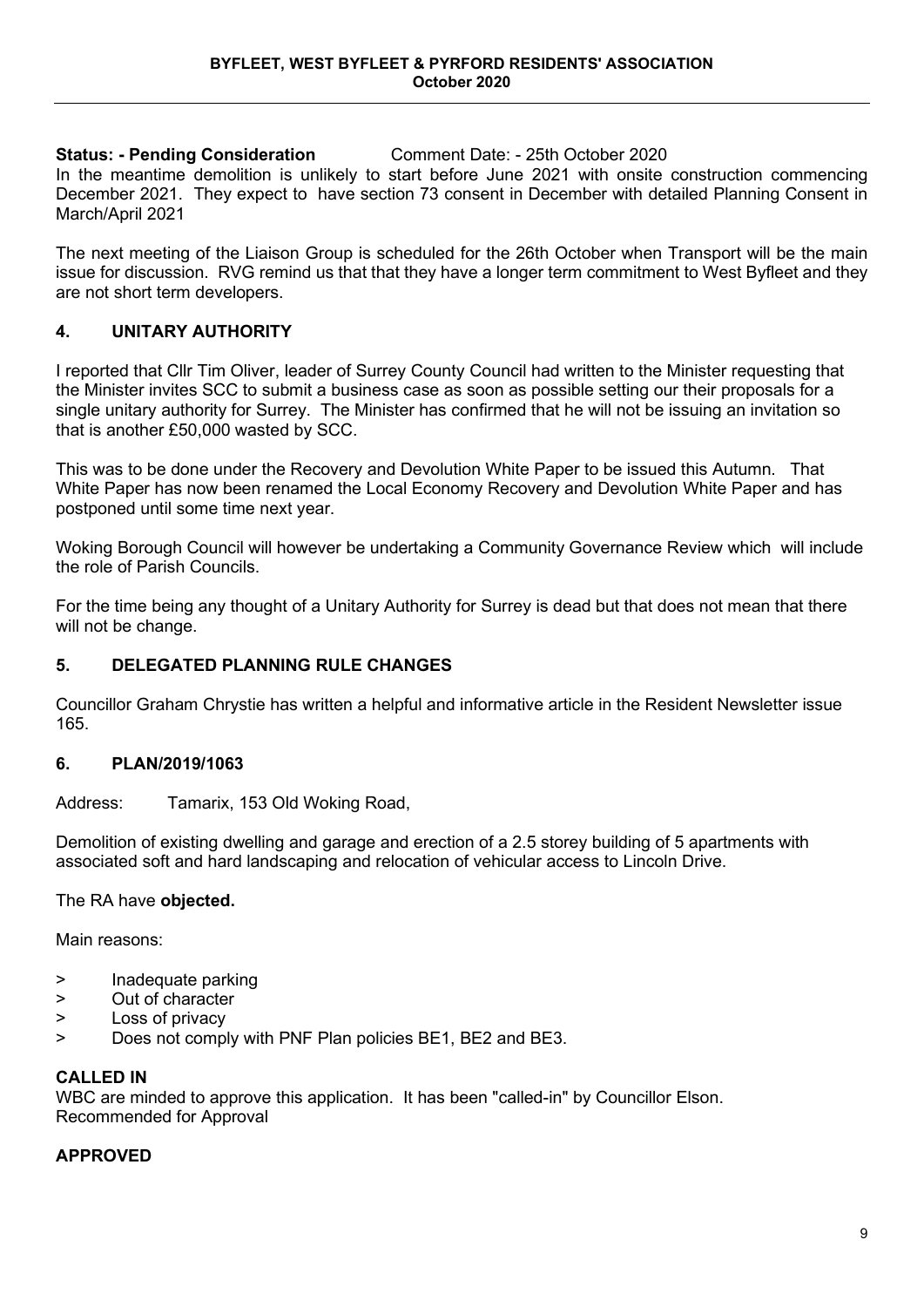**Status: - Pending Consideration** Comment Date: - 25th October 2020

In the meantime demolition is unlikely to start before June 2021 with onsite construction commencing December 2021. They expect to have section 73 consent in December with detailed Planning Consent in March/April 2021

The next meeting of the Liaison Group is scheduled for the 26th October when Transport will be the main issue for discussion. RVG remind us that that they have a longer term commitment to West Byfleet and they are not short term developers.

## 4. UNITARY AUTHORITY

I reported that Cllr Tim Oliver, leader of Surrey County Council had written to the Minister requesting that the Minister invites SCC to submit a business case as soon as possible setting our their proposals for a single unitary authority for Surrey. The Minister has confirmed that he will not be issuing an invitation so that is another £50,000 wasted by SCC.

This was to be done under the Recovery and Devolution White Paper to be issued this Autumn. That White Paper has now been renamed the Local Economy Recovery and Devolution White Paper and has postponed until some time next year.

Woking Borough Council will however be undertaking a Community Governance Review which will include the role of Parish Councils.

For the time being any thought of a Unitary Authority for Surrey is dead but that does not mean that there will not be change.

## 5. DELEGATED PLANNING RULE CHANGES

Councillor Graham Chrystie has written a helpful and informative article in the Resident Newsletter issue 165.

## 6. PLAN/2019/1063

Address: Tamarix, 153 Old Woking Road,

Demolition of existing dwelling and garage and erection of a 2.5 storey building of 5 apartments with associated soft and hard landscaping and relocation of vehicular access to Lincoln Drive.

The RA have **objected.**

Main reasons:

> Inadequate parking
> Out of character
> Loss of privacy
> Does not comply with PNF Plan policies BE1, BE2 and BE3.

**CALLED IN**

WBC are minded to approve this application. It has been "called-in" by Councillor Elson.
Recommended for Approval

**APPROVED**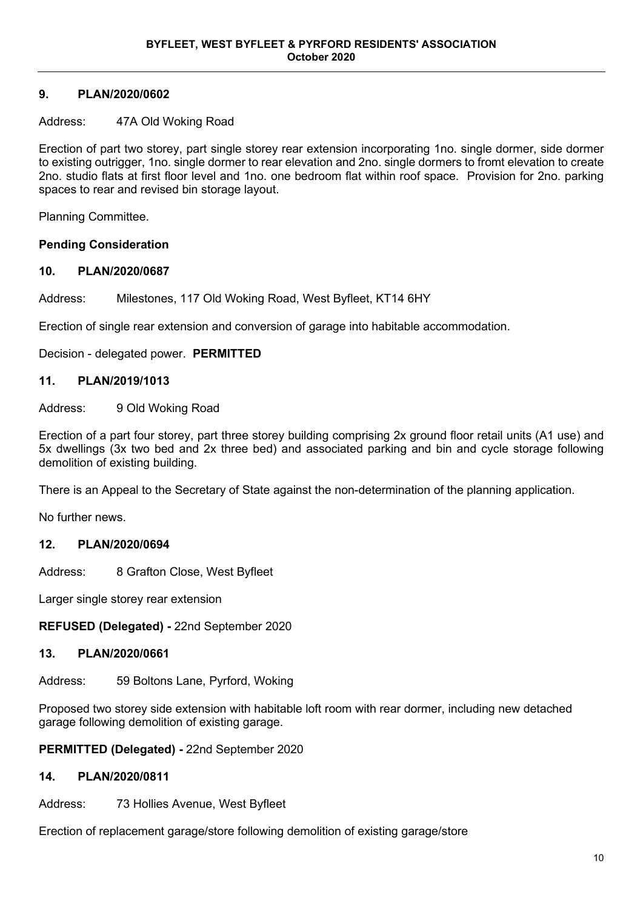### 9. PLAN/2020/0602

Address: 47A Old Woking Road

Erection of part two storey, part single storey rear extension incorporating 1no. single dormer, side dormer to existing outrigger, 1no. single dormer to rear elevation and 2no. single dormers to fromt elevation to create 2no. studio flats at first floor level and 1no. one bedroom flat within roof space. Provision for 2no. parking spaces to rear and revised bin storage layout.

Planning Committee.

**Pending Consideration**

### 10. PLAN/2020/0687

Address: Milestones, 117 Old Woking Road, West Byfleet, KT14 6HY

Erection of single rear extension and conversion of garage into habitable accommodation.

Decision - delegated power. **PERMITTED**

### 11. PLAN/2019/1013

Address: 9 Old Woking Road

Erection of a part four storey, part three storey building comprising 2x ground floor retail units (A1 use) and 5x dwellings (3x two bed and 2x three bed) and associated parking and bin and cycle storage following demolition of existing building.

There is an Appeal to the Secretary of State against the non-determination of the planning application.

No further news.

### 12. PLAN/2020/0694

Address: 8 Grafton Close, West Byfleet

Larger single storey rear extension

**REFUSED (Delegated) -** 22nd September 2020

### 13. PLAN/2020/0661

Address: 59 Boltons Lane, Pyrford, Woking

Proposed two storey side extension with habitable loft room with rear dormer, including new detached garage following demolition of existing garage.

**PERMITTED (Delegated) -** 22nd September 2020

### 14. PLAN/2020/0811

Address: 73 Hollies Avenue, West Byfleet

Erection of replacement garage/store following demolition of existing garage/store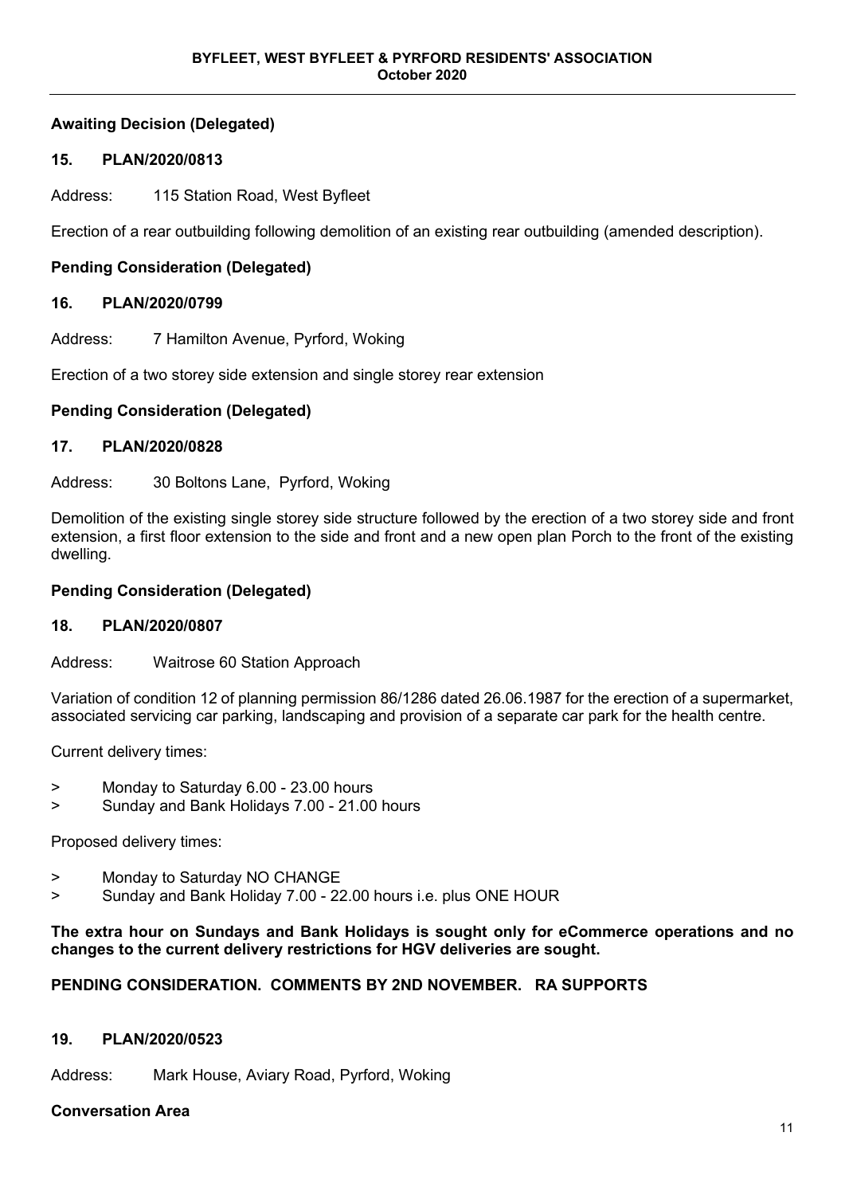**Awaiting Decision (Delegated)**

**15. PLAN/2020/0813**

Address: 115 Station Road, West Byfleet

Erection of a rear outbuilding following demolition of an existing rear outbuilding (amended description).

**Pending Consideration (Delegated)**

**16. PLAN/2020/0799**

Address: 7 Hamilton Avenue, Pyrford, Woking

Erection of a two storey side extension and single storey rear extension

**Pending Consideration (Delegated)**

**17. PLAN/2020/0828**

Address: 30 Boltons Lane, Pyrford, Woking

Demolition of the existing single storey side structure followed by the erection of a two storey side and front extension, a first floor extension to the side and front and a new open plan Porch to the front of the existing dwelling.

**Pending Consideration (Delegated)**

**18. PLAN/2020/0807**

Address: Waitrose 60 Station Approach

Variation of condition 12 of planning permission 86/1286 dated 26.06.1987 for the erection of a supermarket, associated servicing car parking, landscaping and provision of a separate car park for the health centre.

Current delivery times:

> Monday to Saturday 6.00 - 23.00 hours
> Sunday and Bank Holidays 7.00 - 21.00 hours

Proposed delivery times:

> Monday to Saturday NO CHANGE
> Sunday and Bank Holiday 7.00 - 22.00 hours i.e. plus ONE HOUR

**The extra hour on Sundays and Bank Holidays is sought only for eCommerce operations and no changes to the current delivery restrictions for HGV deliveries are sought.**

**PENDING CONSIDERATION. COMMENTS BY 2ND NOVEMBER. RA SUPPORTS**

**19. PLAN/2020/0523**

Address: Mark House, Aviary Road, Pyrford, Woking

**Conversation Area**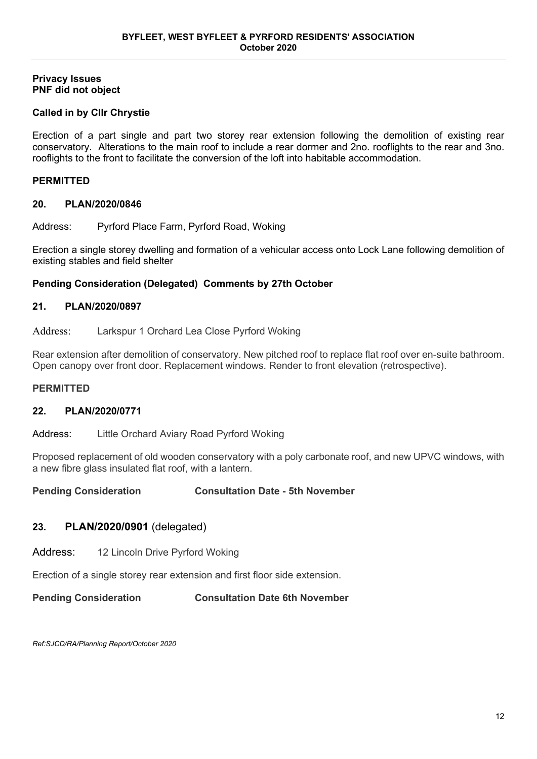**Privacy Issues**
**PNF did not object**

**Called in by Cllr Chrystie**

Erection of a part single and part two storey rear extension following the demolition of existing rear conservatory. Alterations to the main roof to include a rear dormer and 2no. rooflights to the rear and 3no. rooflights to the front to facilitate the conversion of the loft into habitable accommodation.

**PERMITTED**

**20. PLAN/2020/0846**

Address: Pyrford Place Farm, Pyrford Road, Woking

Erection a single storey dwelling and formation of a vehicular access onto Lock Lane following demolition of existing stables and field shelter

**Pending Consideration (Delegated) Comments by 27th October**

**21. PLAN/2020/0897**

Address: Larkspur 1 Orchard Lea Close Pyrford Woking

Rear extension after demolition of conservatory. New pitched roof to replace flat roof over en-suite bathroom. Open canopy over front door. Replacement windows. Render to front elevation (retrospective).

**PERMITTED**

**22. PLAN/2020/0771**

Address: Little Orchard Aviary Road Pyrford Woking

Proposed replacement of old wooden conservatory with a poly carbonate roof, and new UPVC windows, with a new fibre glass insulated flat roof, with a lantern.

**Pending Consideration Consultation Date - 5th November**

**23. PLAN/2020/0901** (delegated)

Address: 12 Lincoln Drive Pyrford Woking

Erection of a single storey rear extension and first floor side extension.

**Pending Consideration Consultation Date 6th November**

*Ref:SJCD/RA/Planning Report/October 2020*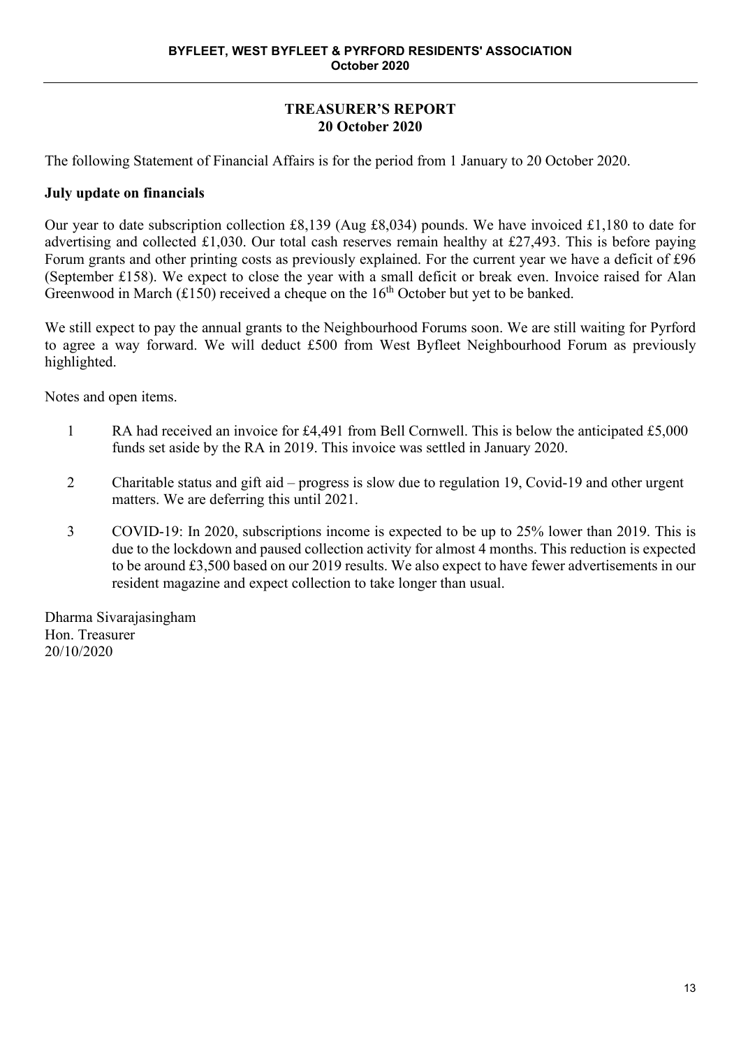## TREASURER'S REPORT
## 20 October 2020

The following Statement of Financial Affairs is for the period from 1 January to 20 October 2020.

**July update on financials**

Our year to date subscription collection £8,139 (Aug £8,034) pounds. We have invoiced £1,180 to date for advertising and collected £1,030. Our total cash reserves remain healthy at £27,493. This is before paying Forum grants and other printing costs as previously explained. For the current year we have a deficit of £96 (September £158). We expect to close the year with a small deficit or break even. Invoice raised for Alan Greenwood in March (£150) received a cheque on the 16th October but yet to be banked.

We still expect to pay the annual grants to the Neighbourhood Forums soon. We are still waiting for Pyrford to agree a way forward. We will deduct £500 from West Byfleet Neighbourhood Forum as previously highlighted.

Notes and open items.

1. RA had received an invoice for £4,491 from Bell Cornwell. This is below the anticipated £5,000 funds set aside by the RA in 2019. This invoice was settled in January 2020.
2. Charitable status and gift aid – progress is slow due to regulation 19, Covid-19 and other urgent matters. We are deferring this until 2021.
3. COVID-19: In 2020, subscriptions income is expected to be up to 25% lower than 2019. This is due to the lockdown and paused collection activity for almost 4 months. This reduction is expected to be around £3,500 based on our 2019 results. We also expect to have fewer advertisements in our resident magazine and expect collection to take longer than usual.

Dharma Sivarajasingham
Hon. Treasurer
20/10/2020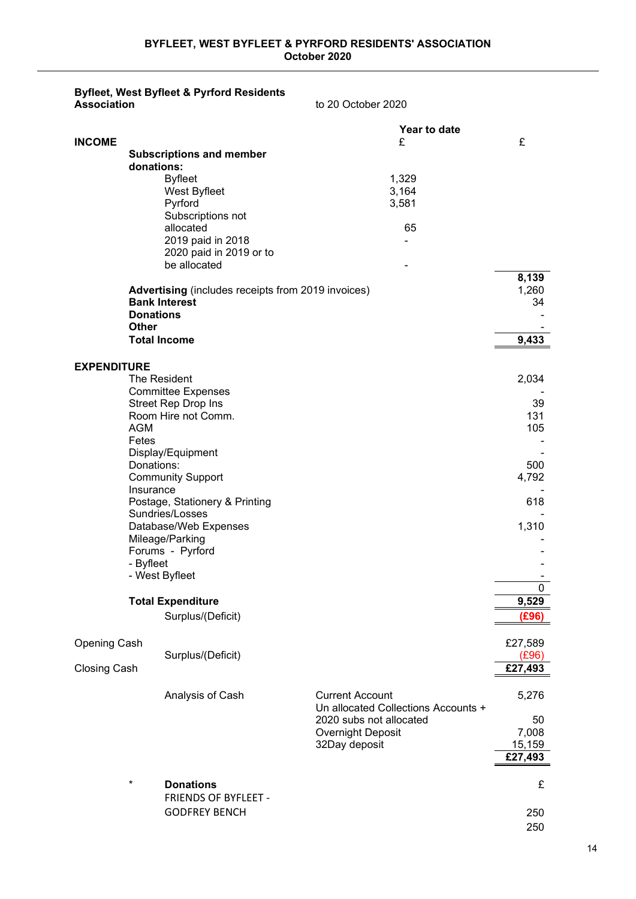**BYFLEET, WEST BYFLEET & PYRFORD RESIDENTS' ASSOCIATION**
**October 2020**

**Byfleet, West Byfleet & Pyrford Residents Association** — to 20 October 2020

| | | Year to date | |
|---|---|---|---|
| **INCOME** | | £ | £ |
| | **Subscriptions and member donations:** | | |
| | Byfleet | 1,329 | |
| | West Byfleet | 3,164 | |
| | Pyrford | 3,581 | |
| | Subscriptions not allocated | 65 | |
| | 2019 paid in 2018 | - | |
| | 2020 paid in 2019 or to be allocated | - | |
| | | | **8,139** |
| | **Advertising** (includes receipts from 2019 invoices) | | 1,260 |
| | **Bank Interest** | | 34 |
| | **Donations** | | - |
| | **Other** | | - |
| | **Total Income** | | **9,433** |
| **EXPENDITURE** | | | |
| | The Resident | | 2,034 |
| | Committee Expenses | | - |
| | Street Rep Drop Ins | | 39 |
| | Room Hire not Comm. | | 131 |
| | AGM | | 105 |
| | Fetes | | - |
| | Display/Equipment | | - |
| | Donations: | | 500 |
| | Community Support | | 4,792 |
| | Insurance | | - |
| | Postage, Stationery & Printing | | 618 |
| | Sundries/Losses | | - |
| | Database/Web Expenses | | 1,310 |
| | Mileage/Parking | | - |
| | Forums - Pyrford | | - |
| | - Byfleet | | - |
| | - West Byfleet | | - |
| | | | 0 |
| | **Total Expenditure** | | **9,529** |
| | Surplus/(Deficit) | | **(£96)** |
| Opening Cash | | | £27,589 |
| | Surplus/(Deficit) | | (£96) |
| Closing Cash | | | **£27,493** |

| Analysis of Cash | | |
|---|---|---|
| | Current Account | 5,276 |
| | Un allocated Collections Accounts + 2020 subs not allocated | 50 |
| | Overnight Deposit | 7,008 |
| | 32Day deposit | 15,159 |
| | | **£27,493** |

| * | **Donations** | £ |
|---|---|---|
| | FRIENDS OF BYFLEET - GODFREY BENCH | 250 |
| | | 250 |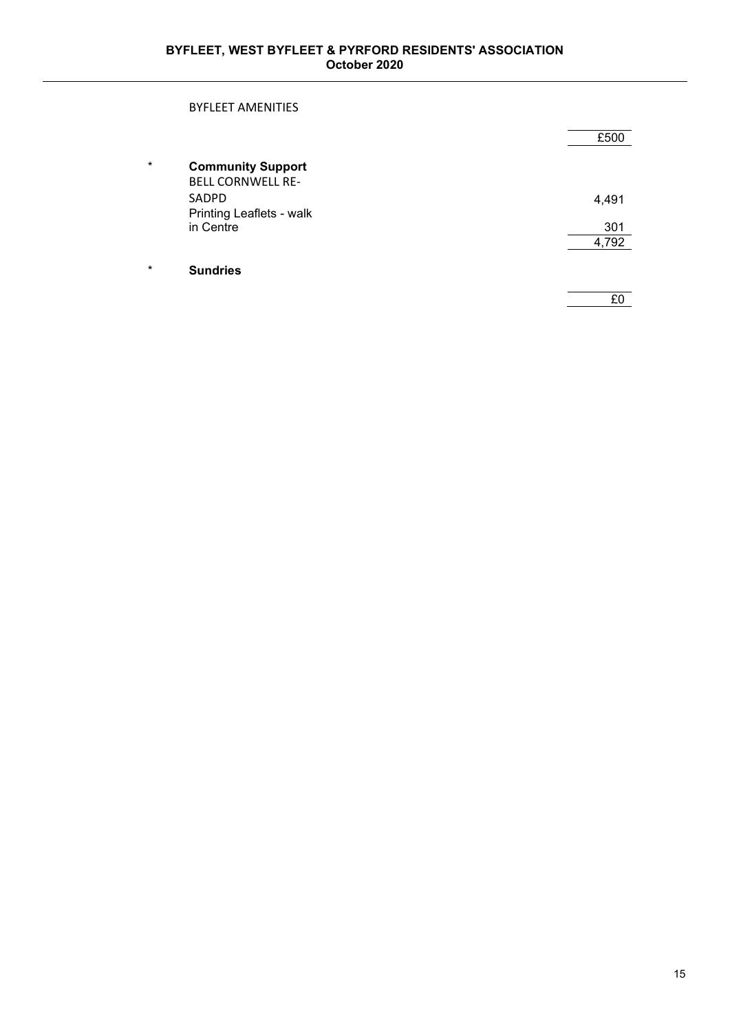BYFLEET AMENITIES

| | | |
|---|---|---|
| | | £500 |
| * | **Community Support** | |
| | BELL CORNWELL RE-SADPD | 4,491 |
| | Printing Leaflets - walk in Centre | 301 |
| | | 4,792 |
| * | **Sundries** | |
| | | £0 |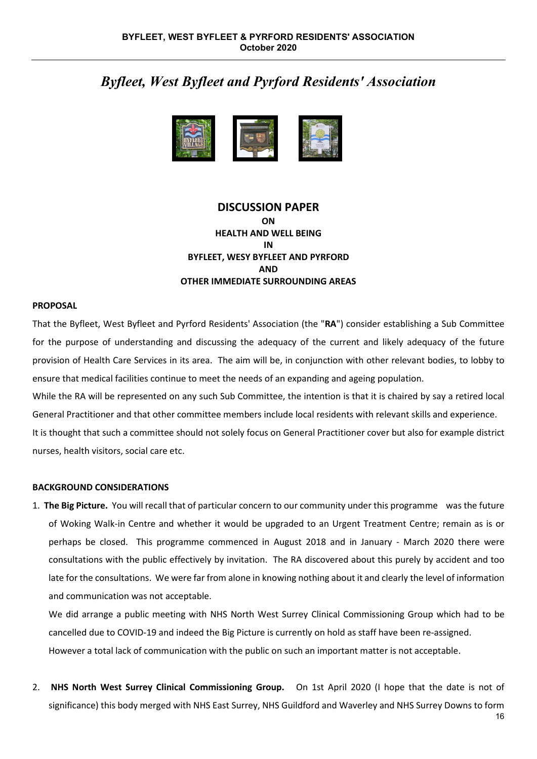# *Byfleet, West Byfleet and Pyrford Residents' Association*

## DISCUSSION PAPER
**ON**
**HEALTH AND WELL BEING**
**IN**
**BYFLEET, WESY BYFLEET AND PYRFORD**
**AND**
**OTHER IMMEDIATE SURROUNDING AREAS**

**PROPOSAL**

That the Byfleet, West Byfleet and Pyrford Residents' Association (the "**RA**") consider establishing a Sub Committee for the purpose of understanding and discussing the adequacy of the current and likely adequacy of the future provision of Health Care Services in its area. The aim will be, in conjunction with other relevant bodies, to lobby to ensure that medical facilities continue to meet the needs of an expanding and ageing population.

While the RA will be represented on any such Sub Committee, the intention is that it is chaired by say a retired local General Practitioner and that other committee members include local residents with relevant skills and experience.

It is thought that such a committee should not solely focus on General Practitioner cover but also for example district nurses, health visitors, social care etc.

**BACKGROUND CONSIDERATIONS**

1. **The Big Picture.** You will recall that of particular concern to our community under this programme was the future of Woking Walk-in Centre and whether it would be upgraded to an Urgent Treatment Centre; remain as is or perhaps be closed. This programme commenced in August 2018 and in January - March 2020 there were consultations with the public effectively by invitation. The RA discovered about this purely by accident and too late for the consultations. We were far from alone in knowing nothing about it and clearly the level of information and communication was not acceptable.

   We did arrange a public meeting with NHS North West Surrey Clinical Commissioning Group which had to be cancelled due to COVID-19 and indeed the Big Picture is currently on hold as staff have been re-assigned.

   However a total lack of communication with the public on such an important matter is not acceptable.

2. **NHS North West Surrey Clinical Commissioning Group.** On 1st April 2020 (I hope that the date is not of significance) this body merged with NHS East Surrey, NHS Guildford and Waverley and NHS Surrey Downs to form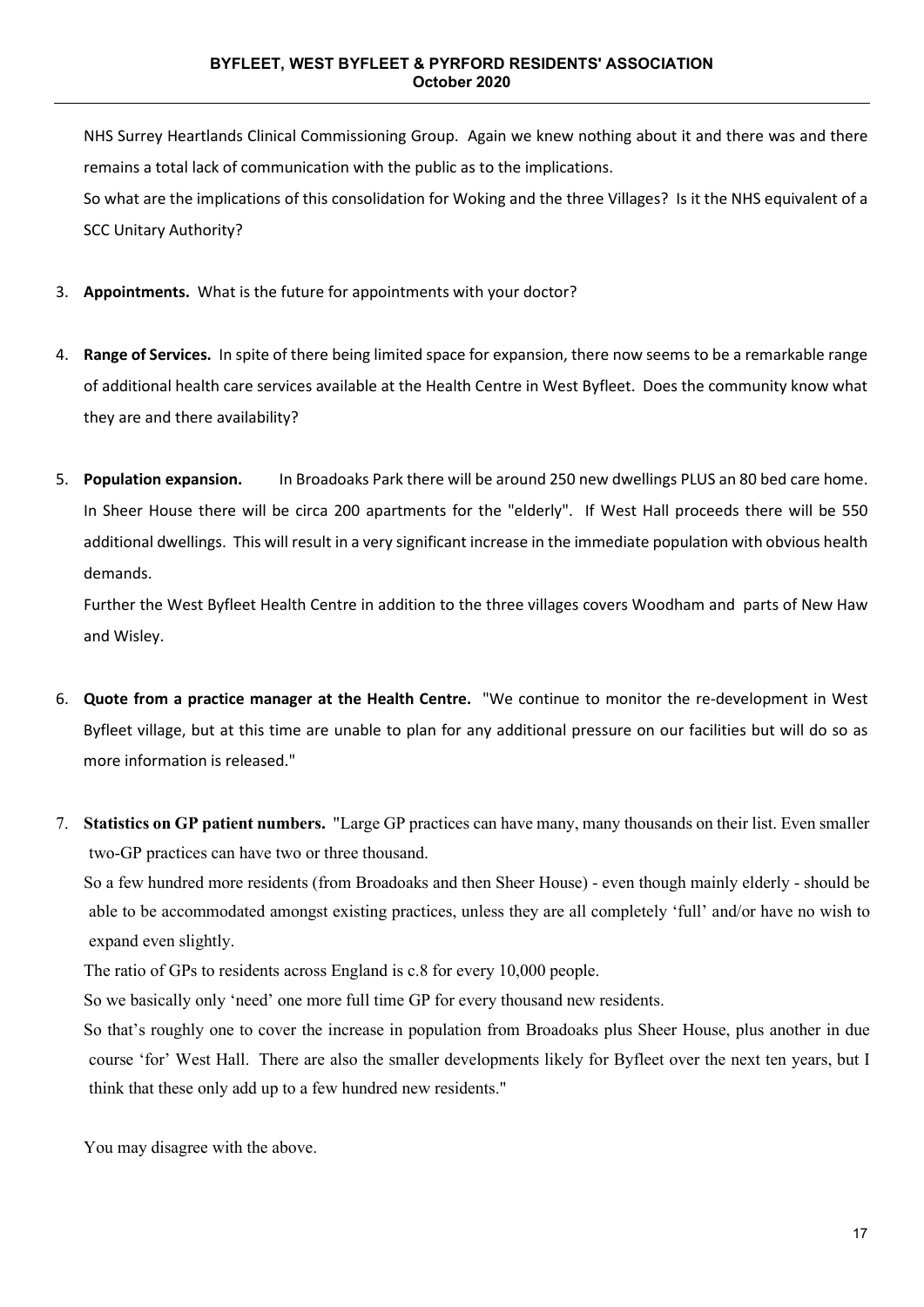NHS Surrey Heartlands Clinical Commissioning Group. Again we knew nothing about it and there was and there remains a total lack of communication with the public as to the implications.

So what are the implications of this consolidation for Woking and the three Villages? Is it the NHS equivalent of a SCC Unitary Authority?

3. **Appointments.** What is the future for appointments with your doctor?

4. **Range of Services.** In spite of there being limited space for expansion, there now seems to be a remarkable range of additional health care services available at the Health Centre in West Byfleet. Does the community know what they are and there availability?

5. **Population expansion.** In Broadoaks Park there will be around 250 new dwellings PLUS an 80 bed care home. In Sheer House there will be circa 200 apartments for the "elderly". If West Hall proceeds there will be 550 additional dwellings. This will result in a very significant increase in the immediate population with obvious health demands.

   Further the West Byfleet Health Centre in addition to the three villages covers Woodham and parts of New Haw and Wisley.

6. **Quote from a practice manager at the Health Centre.** "We continue to monitor the re-development in West Byfleet village, but at this time are unable to plan for any additional pressure on our facilities but will do so as more information is released."

7. **Statistics on GP patient numbers.** "Large GP practices can have many, many thousands on their list. Even smaller two-GP practices can have two or three thousand.

   So a few hundred more residents (from Broadoaks and then Sheer House) - even though mainly elderly - should be able to be accommodated amongst existing practices, unless they are all completely 'full' and/or have no wish to expand even slightly.

   The ratio of GPs to residents across England is c.8 for every 10,000 people.

   So we basically only 'need' one more full time GP for every thousand new residents.

   So that's roughly one to cover the increase in population from Broadoaks plus Sheer House, plus another in due course 'for' West Hall. There are also the smaller developments likely for Byfleet over the next ten years, but I think that these only add up to a few hundred new residents."

You may disagree with the above.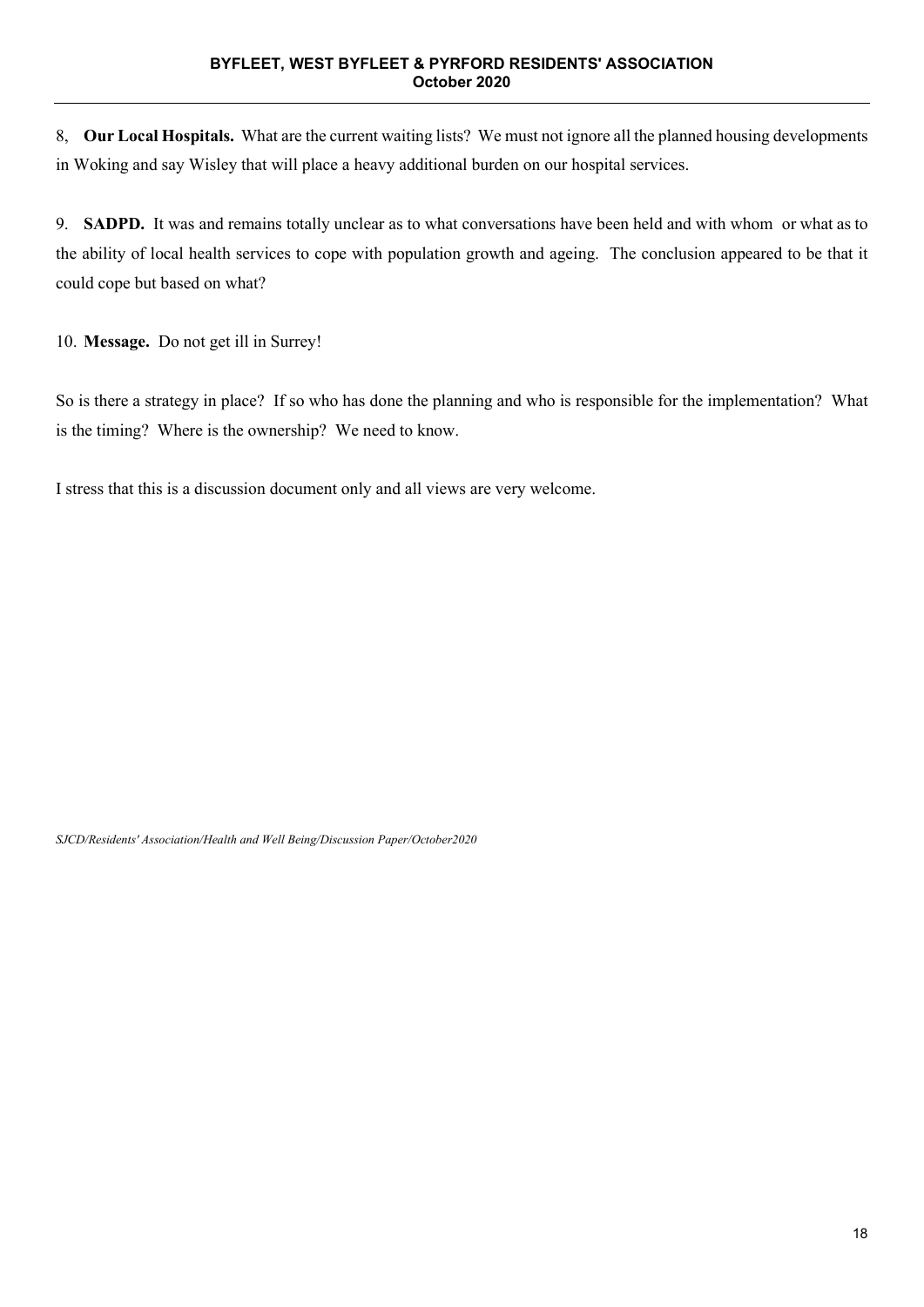8, **Our Local Hospitals.** What are the current waiting lists? We must not ignore all the planned housing developments in Woking and say Wisley that will place a heavy additional burden on our hospital services.

9. **SADPD.** It was and remains totally unclear as to what conversations have been held and with whom or what as to the ability of local health services to cope with population growth and ageing. The conclusion appeared to be that it could cope but based on what?

10. **Message.** Do not get ill in Surrey!

So is there a strategy in place? If so who has done the planning and who is responsible for the implementation? What is the timing? Where is the ownership? We need to know.

I stress that this is a discussion document only and all views are very welcome.

*SJCD/Residents' Association/Health and Well Being/Discussion Paper/October2020*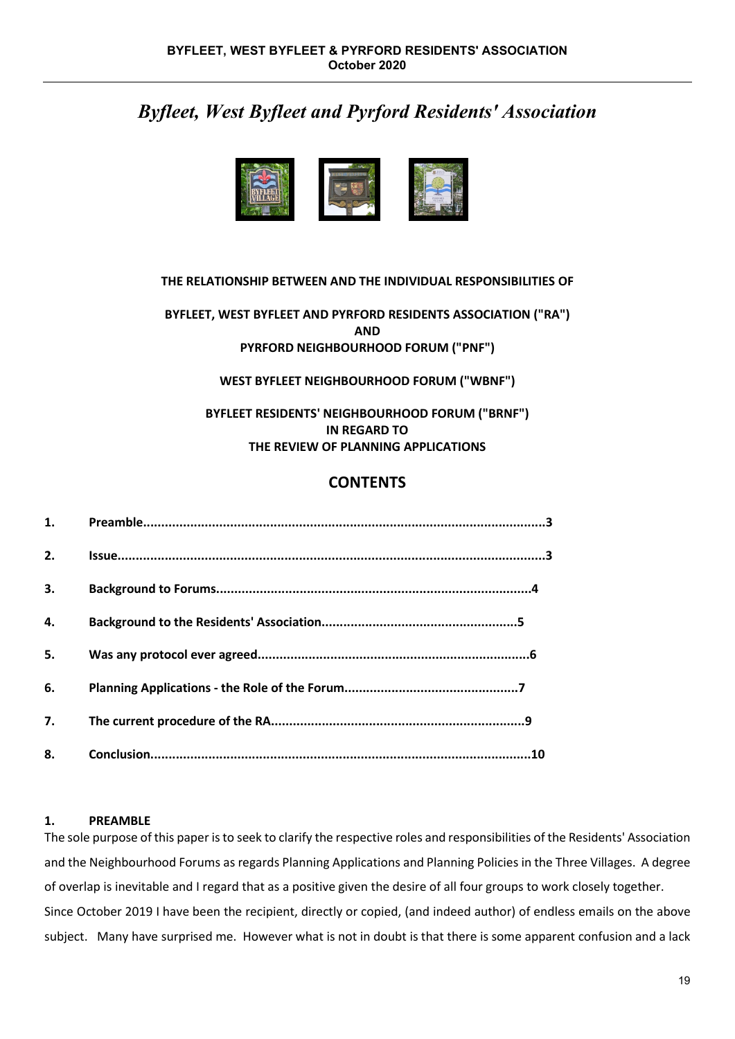# *Byfleet, West Byfleet and Pyrford Residents' Association*

**THE RELATIONSHIP BETWEEN AND THE INDIVIDUAL RESPONSIBILITIES OF**

**BYFLEET, WEST BYFLEET AND PYRFORD RESIDENTS ASSOCIATION ("RA")**
**AND**
**PYRFORD NEIGHBOURHOOD FORUM ("PNF")**

**WEST BYFLEET NEIGHBOURHOOD FORUM ("WBNF")**

**BYFLEET RESIDENTS' NEIGHBOURHOOD FORUM ("BRNF")**
**IN REGARD TO**
**THE REVIEW OF PLANNING APPLICATIONS**

## CONTENTS

| | | |
|---|---|---|
| **1.** | **Preamble** | **3** |
| **2.** | **Issue** | **3** |
| **3.** | **Background to Forums** | **4** |
| **4.** | **Background to the Residents' Association** | **5** |
| **5.** | **Was any protocol ever agreed** | **6** |
| **6.** | **Planning Applications - the Role of the Forum** | **7** |
| **7.** | **The current procedure of the RA** | **9** |
| **8.** | **Conclusion** | **10** |

### 1. PREAMBLE

The sole purpose of this paper is to seek to clarify the respective roles and responsibilities of the Residents' Association and the Neighbourhood Forums as regards Planning Applications and Planning Policies in the Three Villages. A degree of overlap is inevitable and I regard that as a positive given the desire of all four groups to work closely together.

Since October 2019 I have been the recipient, directly or copied, (and indeed author) of endless emails on the above subject. Many have surprised me. However what is not in doubt is that there is some apparent confusion and a lack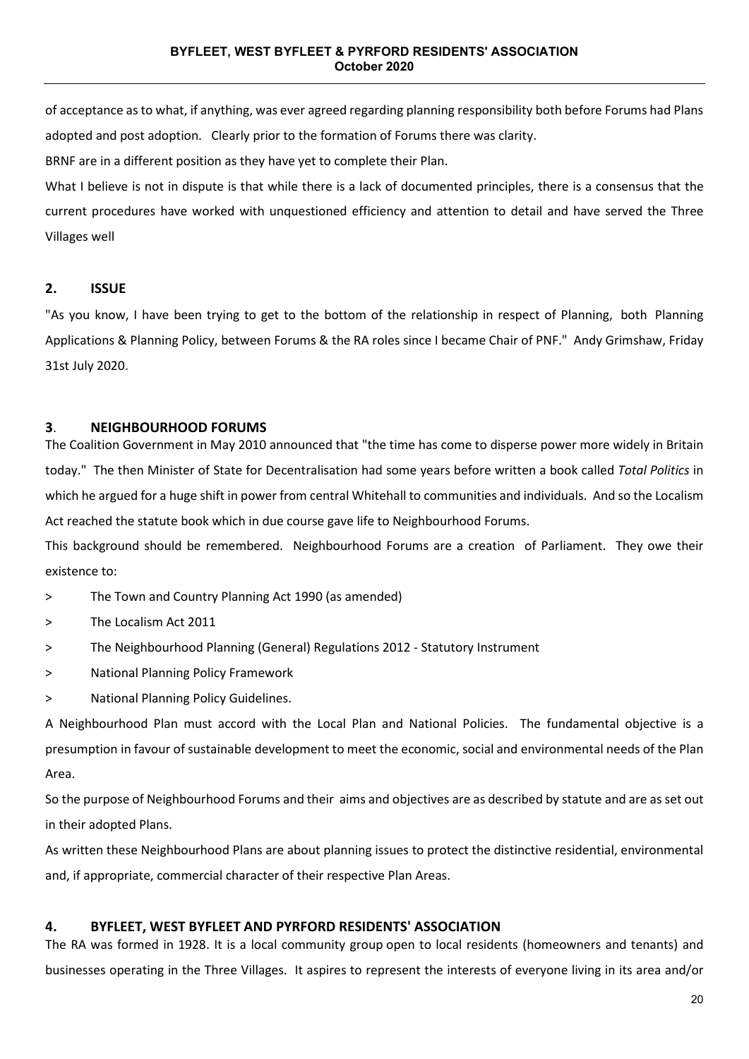of acceptance as to what, if anything, was ever agreed regarding planning responsibility both before Forums had Plans adopted and post adoption. Clearly prior to the formation of Forums there was clarity.

BRNF are in a different position as they have yet to complete their Plan.

What I believe is not in dispute is that while there is a lack of documented principles, there is a consensus that the current procedures have worked with unquestioned efficiency and attention to detail and have served the Three Villages well

## 2. ISSUE

"As you know, I have been trying to get to the bottom of the relationship in respect of Planning, both Planning Applications & Planning Policy, between Forums & the RA roles since I became Chair of PNF." Andy Grimshaw, Friday 31st July 2020.

## 3. NEIGHBOURHOOD FORUMS

The Coalition Government in May 2010 announced that "the time has come to disperse power more widely in Britain today." The then Minister of State for Decentralisation had some years before written a book called *Total Politics* in which he argued for a huge shift in power from central Whitehall to communities and individuals. And so the Localism Act reached the statute book which in due course gave life to Neighbourhood Forums.

This background should be remembered. Neighbourhood Forums are a creation of Parliament. They owe their existence to:

> The Town and Country Planning Act 1990 (as amended)

> The Localism Act 2011

> The Neighbourhood Planning (General) Regulations 2012 - Statutory Instrument

> National Planning Policy Framework

> National Planning Policy Guidelines.

A Neighbourhood Plan must accord with the Local Plan and National Policies. The fundamental objective is a presumption in favour of sustainable development to meet the economic, social and environmental needs of the Plan Area.

So the purpose of Neighbourhood Forums and their aims and objectives are as described by statute and are as set out in their adopted Plans.

As written these Neighbourhood Plans are about planning issues to protect the distinctive residential, environmental and, if appropriate, commercial character of their respective Plan Areas.

## 4. BYFLEET, WEST BYFLEET AND PYRFORD RESIDENTS' ASSOCIATION

The RA was formed in 1928. It is a local community group open to local residents (homeowners and tenants) and businesses operating in the Three Villages. It aspires to represent the interests of everyone living in its area and/or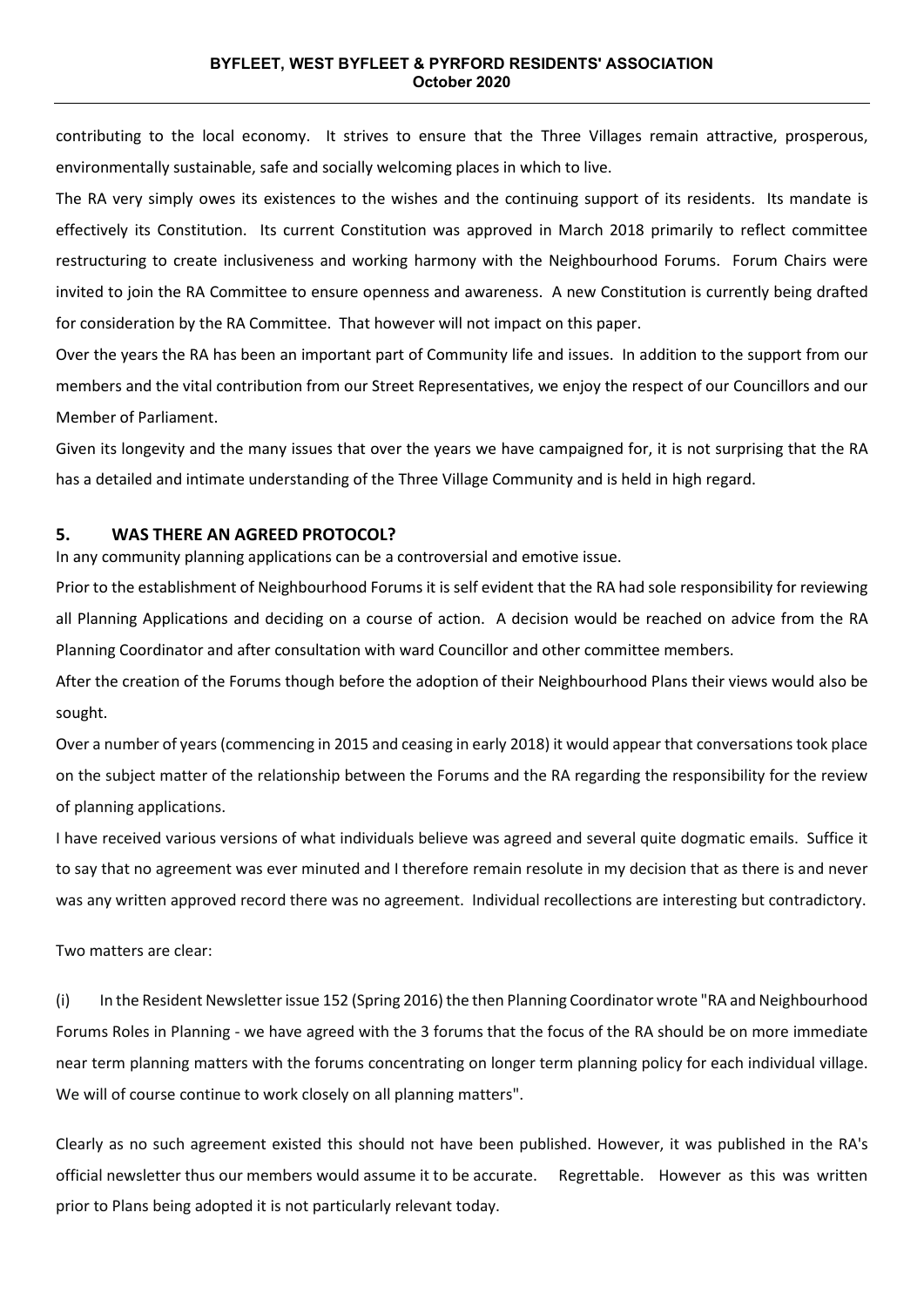contributing to the local economy. It strives to ensure that the Three Villages remain attractive, prosperous, environmentally sustainable, safe and socially welcoming places in which to live.

The RA very simply owes its existences to the wishes and the continuing support of its residents. Its mandate is effectively its Constitution. Its current Constitution was approved in March 2018 primarily to reflect committee restructuring to create inclusiveness and working harmony with the Neighbourhood Forums. Forum Chairs were invited to join the RA Committee to ensure openness and awareness. A new Constitution is currently being drafted for consideration by the RA Committee. That however will not impact on this paper.

Over the years the RA has been an important part of Community life and issues. In addition to the support from our members and the vital contribution from our Street Representatives, we enjoy the respect of our Councillors and our Member of Parliament.

Given its longevity and the many issues that over the years we have campaigned for, it is not surprising that the RA has a detailed and intimate understanding of the Three Village Community and is held in high regard.

## 5. WAS THERE AN AGREED PROTOCOL?

In any community planning applications can be a controversial and emotive issue.

Prior to the establishment of Neighbourhood Forums it is self evident that the RA had sole responsibility for reviewing all Planning Applications and deciding on a course of action. A decision would be reached on advice from the RA Planning Coordinator and after consultation with ward Councillor and other committee members.

After the creation of the Forums though before the adoption of their Neighbourhood Plans their views would also be sought.

Over a number of years (commencing in 2015 and ceasing in early 2018) it would appear that conversations took place on the subject matter of the relationship between the Forums and the RA regarding the responsibility for the review of planning applications.

I have received various versions of what individuals believe was agreed and several quite dogmatic emails. Suffice it to say that no agreement was ever minuted and I therefore remain resolute in my decision that as there is and never was any written approved record there was no agreement. Individual recollections are interesting but contradictory.

Two matters are clear:

(i) In the Resident Newsletter issue 152 (Spring 2016) the then Planning Coordinator wrote "RA and Neighbourhood Forums Roles in Planning - we have agreed with the 3 forums that the focus of the RA should be on more immediate near term planning matters with the forums concentrating on longer term planning policy for each individual village. We will of course continue to work closely on all planning matters".

Clearly as no such agreement existed this should not have been published. However, it was published in the RA's official newsletter thus our members would assume it to be accurate. Regrettable. However as this was written prior to Plans being adopted it is not particularly relevant today.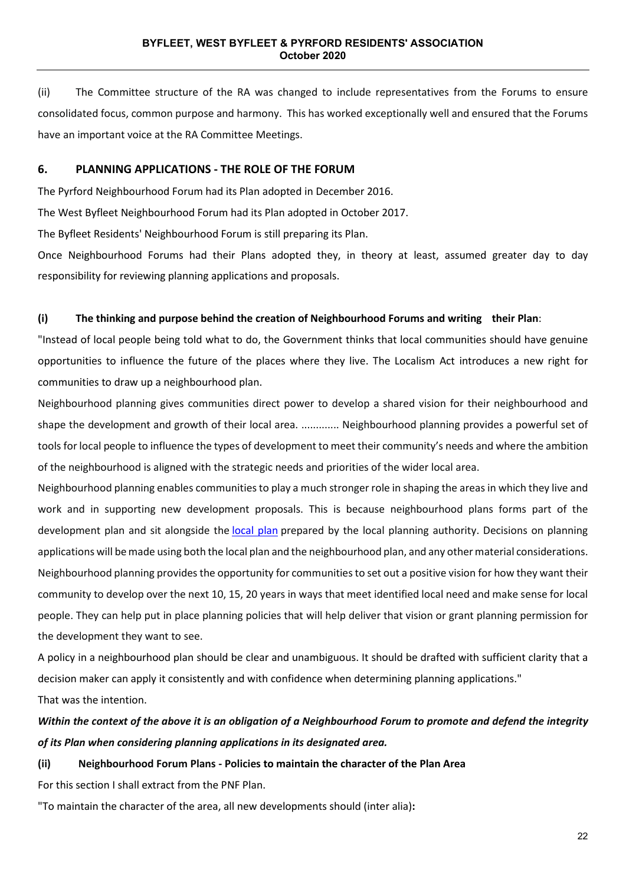(ii) The Committee structure of the RA was changed to include representatives from the Forums to ensure consolidated focus, common purpose and harmony. This has worked exceptionally well and ensured that the Forums have an important voice at the RA Committee Meetings.

## 6. PLANNING APPLICATIONS - THE ROLE OF THE FORUM

The Pyrford Neighbourhood Forum had its Plan adopted in December 2016.

The West Byfleet Neighbourhood Forum had its Plan adopted in October 2017.

The Byfleet Residents' Neighbourhood Forum is still preparing its Plan.

Once Neighbourhood Forums had their Plans adopted they, in theory at least, assumed greater day to day responsibility for reviewing planning applications and proposals.

### (i) The thinking and purpose behind the creation of Neighbourhood Forums and writing their Plan:

"Instead of local people being told what to do, the Government thinks that local communities should have genuine opportunities to influence the future of the places where they live. The Localism Act introduces a new right for communities to draw up a neighbourhood plan.

Neighbourhood planning gives communities direct power to develop a shared vision for their neighbourhood and shape the development and growth of their local area. ............ Neighbourhood planning provides a powerful set of tools for local people to influence the types of development to meet their community's needs and where the ambition of the neighbourhood is aligned with the strategic needs and priorities of the wider local area.

Neighbourhood planning enables communities to play a much stronger role in shaping the areas in which they live and work and in supporting new development proposals. This is because neighbourhood plans forms part of the development plan and sit alongside the local plan prepared by the local planning authority. Decisions on planning applications will be made using both the local plan and the neighbourhood plan, and any other material considerations. Neighbourhood planning provides the opportunity for communities to set out a positive vision for how they want their community to develop over the next 10, 15, 20 years in ways that meet identified local need and make sense for local people. They can help put in place planning policies that will help deliver that vision or grant planning permission for the development they want to see.

A policy in a neighbourhood plan should be clear and unambiguous. It should be drafted with sufficient clarity that a decision maker can apply it consistently and with confidence when determining planning applications."

That was the intention.

***Within the context of the above it is an obligation of a Neighbourhood Forum to promote and defend the integrity of its Plan when considering planning applications in its designated area.***

### (ii) Neighbourhood Forum Plans - Policies to maintain the character of the Plan Area

For this section I shall extract from the PNF Plan.

"To maintain the character of the area, all new developments should (inter alia)**:**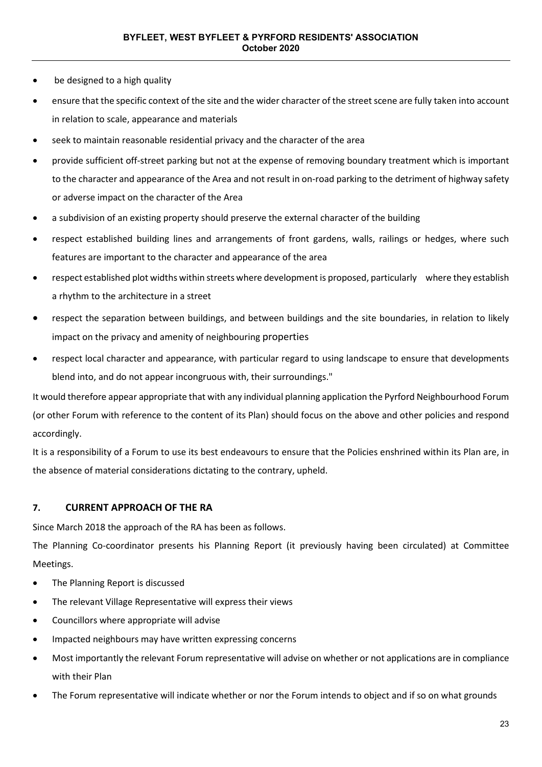- be designed to a high quality
- ensure that the specific context of the site and the wider character of the street scene are fully taken into account in relation to scale, appearance and materials
- seek to maintain reasonable residential privacy and the character of the area
- provide sufficient off-street parking but not at the expense of removing boundary treatment which is important to the character and appearance of the Area and not result in on-road parking to the detriment of highway safety or adverse impact on the character of the Area
- a subdivision of an existing property should preserve the external character of the building
- respect established building lines and arrangements of front gardens, walls, railings or hedges, where such features are important to the character and appearance of the area
- respect established plot widths within streets where development is proposed, particularly where they establish a rhythm to the architecture in a street
- respect the separation between buildings, and between buildings and the site boundaries, in relation to likely impact on the privacy and amenity of neighbouring properties
- respect local character and appearance, with particular regard to using landscape to ensure that developments blend into, and do not appear incongruous with, their surroundings."

It would therefore appear appropriate that with any individual planning application the Pyrford Neighbourhood Forum (or other Forum with reference to the content of its Plan) should focus on the above and other policies and respond accordingly.

It is a responsibility of a Forum to use its best endeavours to ensure that the Policies enshrined within its Plan are, in the absence of material considerations dictating to the contrary, upheld.

## 7. CURRENT APPROACH OF THE RA

Since March 2018 the approach of the RA has been as follows.

The Planning Co-coordinator presents his Planning Report (it previously having been circulated) at Committee Meetings.

- The Planning Report is discussed
- The relevant Village Representative will express their views
- Councillors where appropriate will advise
- Impacted neighbours may have written expressing concerns
- Most importantly the relevant Forum representative will advise on whether or not applications are in compliance with their Plan
- The Forum representative will indicate whether or nor the Forum intends to object and if so on what grounds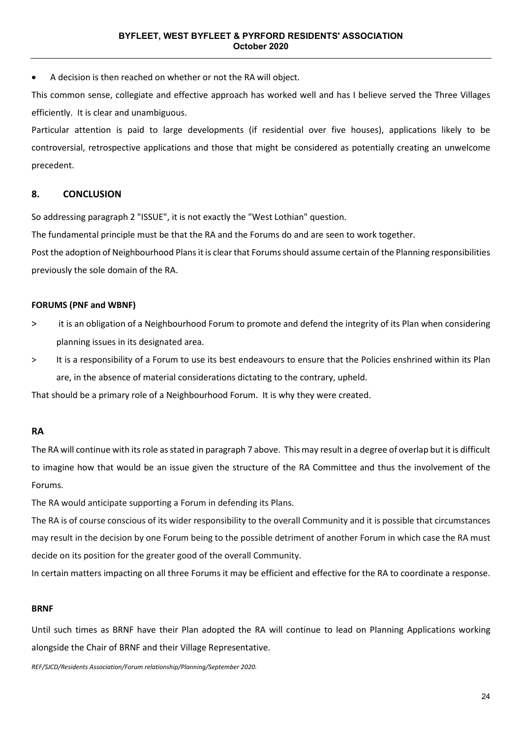- A decision is then reached on whether or not the RA will object.

This common sense, collegiate and effective approach has worked well and has I believe served the Three Villages efficiently. It is clear and unambiguous.

Particular attention is paid to large developments (if residential over five houses), applications likely to be controversial, retrospective applications and those that might be considered as potentially creating an unwelcome precedent.

## 8. CONCLUSION

So addressing paragraph 2 "ISSUE", it is not exactly the "West Lothian" question.

The fundamental principle must be that the RA and the Forums do and are seen to work together.

Post the adoption of Neighbourhood Plans it is clear that Forums should assume certain of the Planning responsibilities previously the sole domain of the RA.

**FORUMS (PNF and WBNF)**

> it is an obligation of a Neighbourhood Forum to promote and defend the integrity of its Plan when considering planning issues in its designated area.

> It is a responsibility of a Forum to use its best endeavours to ensure that the Policies enshrined within its Plan are, in the absence of material considerations dictating to the contrary, upheld.

That should be a primary role of a Neighbourhood Forum. It is why they were created.

### RA

The RA will continue with its role as stated in paragraph 7 above. This may result in a degree of overlap but it is difficult to imagine how that would be an issue given the structure of the RA Committee and thus the involvement of the Forums.

The RA would anticipate supporting a Forum in defending its Plans.

The RA is of course conscious of its wider responsibility to the overall Community and it is possible that circumstances may result in the decision by one Forum being to the possible detriment of another Forum in which case the RA must decide on its position for the greater good of the overall Community.

In certain matters impacting on all three Forums it may be efficient and effective for the RA to coordinate a response.

**BRNF**

Until such times as BRNF have their Plan adopted the RA will continue to lead on Planning Applications working alongside the Chair of BRNF and their Village Representative.

*REF/SJCD/Residents Association/Forum relationship/Planning/September 2020.*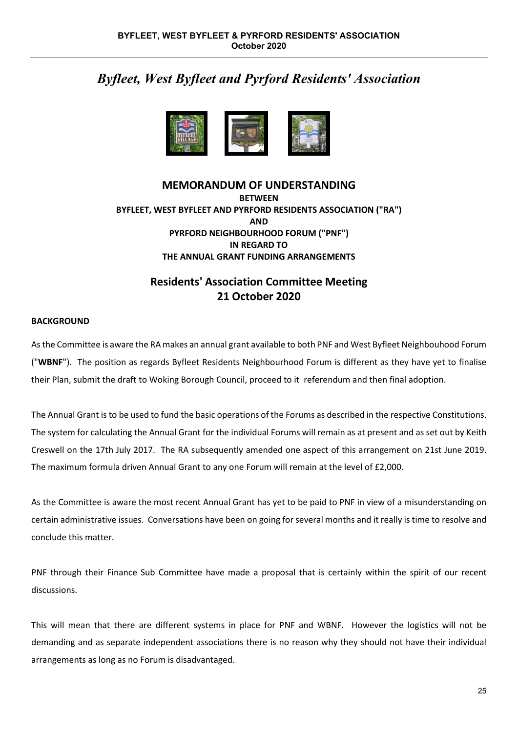# *Byfleet, West Byfleet and Pyrford Residents' Association*

## MEMORANDUM OF UNDERSTANDING

**BETWEEN**
**BYFLEET, WEST BYFLEET AND PYRFORD RESIDENTS ASSOCIATION ("RA")**
**AND**
**PYRFORD NEIGHBOURHOOD FORUM ("PNF")**
**IN REGARD TO**
**THE ANNUAL GRANT FUNDING ARRANGEMENTS**

## Residents' Association Committee Meeting
## 21 October 2020

**BACKGROUND**

As the Committee is aware the RA makes an annual grant available to both PNF and West Byfleet Neighbouhood Forum ("**WBNF**"). The position as regards Byfleet Residents Neighbourhood Forum is different as they have yet to finalise their Plan, submit the draft to Woking Borough Council, proceed to it referendum and then final adoption.

The Annual Grant is to be used to fund the basic operations of the Forums as described in the respective Constitutions. The system for calculating the Annual Grant for the individual Forums will remain as at present and as set out by Keith Creswell on the 17th July 2017. The RA subsequently amended one aspect of this arrangement on 21st June 2019. The maximum formula driven Annual Grant to any one Forum will remain at the level of £2,000.

As the Committee is aware the most recent Annual Grant has yet to be paid to PNF in view of a misunderstanding on certain administrative issues. Conversations have been on going for several months and it really is time to resolve and conclude this matter.

PNF through their Finance Sub Committee have made a proposal that is certainly within the spirit of our recent discussions.

This will mean that there are different systems in place for PNF and WBNF. However the logistics will not be demanding and as separate independent associations there is no reason why they should not have their individual arrangements as long as no Forum is disadvantaged.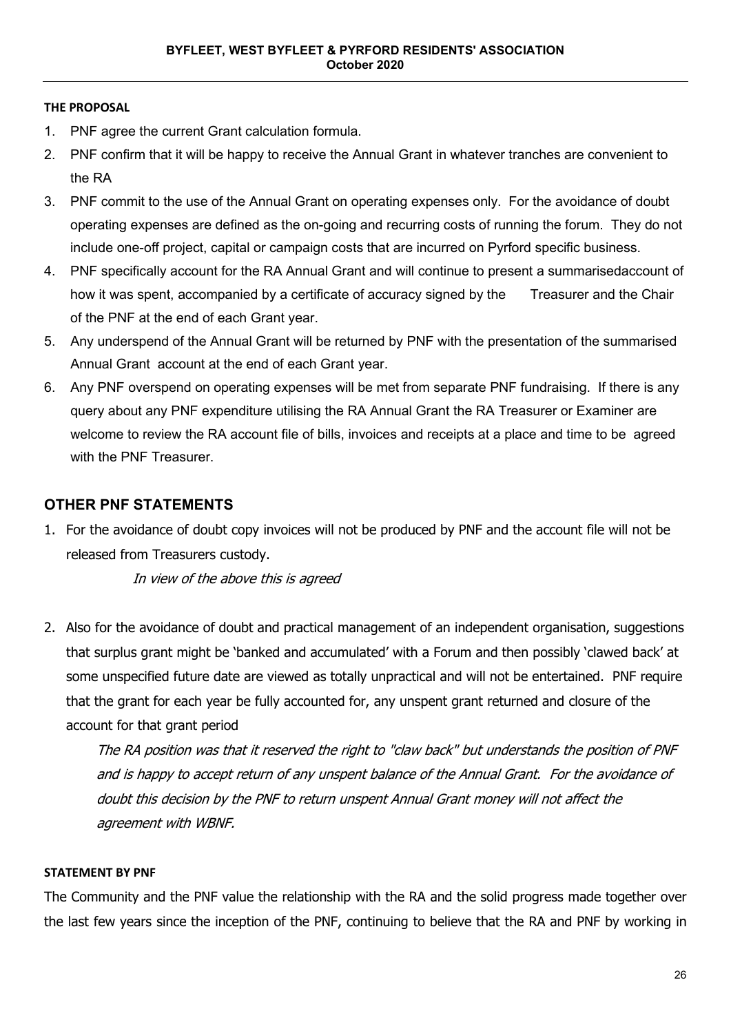**THE PROPOSAL**

1. PNF agree the current Grant calculation formula.
2. PNF confirm that it will be happy to receive the Annual Grant in whatever tranches are convenient to the RA
3. PNF commit to the use of the Annual Grant on operating expenses only. For the avoidance of doubt operating expenses are defined as the on-going and recurring costs of running the forum. They do not include one-off project, capital or campaign costs that are incurred on Pyrford specific business.
4. PNF specifically account for the RA Annual Grant and will continue to present a summarisedaccount of how it was spent, accompanied by a certificate of accuracy signed by the Treasurer and the Chair of the PNF at the end of each Grant year.
5. Any underspend of the Annual Grant will be returned by PNF with the presentation of the summarised Annual Grant account at the end of each Grant year.
6. Any PNF overspend on operating expenses will be met from separate PNF fundraising. If there is any query about any PNF expenditure utilising the RA Annual Grant the RA Treasurer or Examiner are welcome to review the RA account file of bills, invoices and receipts at a place and time to be agreed with the PNF Treasurer.

## OTHER PNF STATEMENTS

1. For the avoidance of doubt copy invoices will not be produced by PNF and the account file will not be released from Treasurers custody.

   *In view of the above this is agreed*

2. Also for the avoidance of doubt and practical management of an independent organisation, suggestions that surplus grant might be 'banked and accumulated' with a Forum and then possibly 'clawed back' at some unspecified future date are viewed as totally unpractical and will not be entertained. PNF require that the grant for each year be fully accounted for, any unspent grant returned and closure of the account for that grant period

   *The RA position was that it reserved the right to "claw back" but understands the position of PNF and is happy to accept return of any unspent balance of the Annual Grant. For the avoidance of doubt this decision by the PNF to return unspent Annual Grant money will not affect the agreement with WBNF.*

**STATEMENT BY PNF**

The Community and the PNF value the relationship with the RA and the solid progress made together over the last few years since the inception of the PNF, continuing to believe that the RA and PNF by working in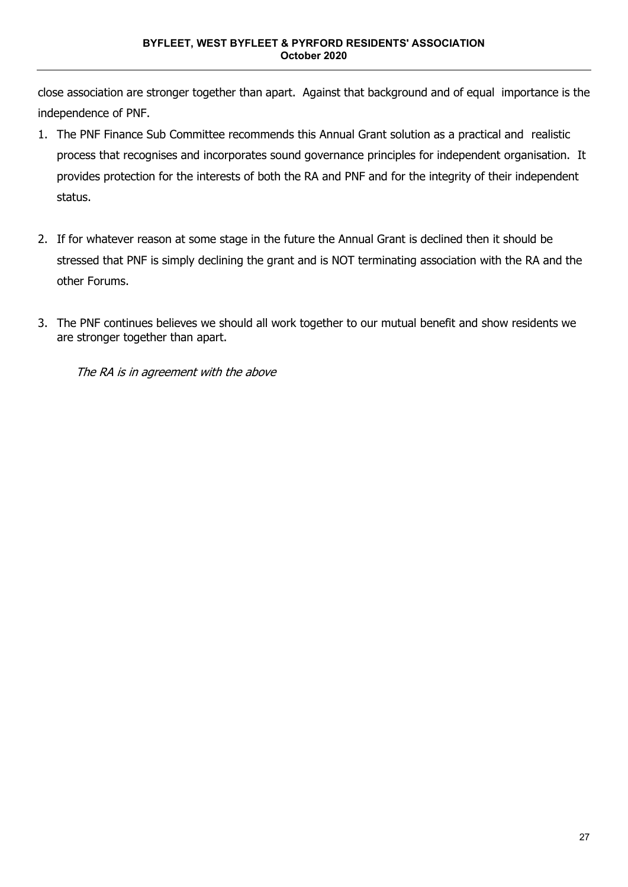close association are stronger together than apart. Against that background and of equal importance is the independence of PNF.

1. The PNF Finance Sub Committee recommends this Annual Grant solution as a practical and realistic process that recognises and incorporates sound governance principles for independent organisation. It provides protection for the interests of both the RA and PNF and for the integrity of their independent status.

2. If for whatever reason at some stage in the future the Annual Grant is declined then it should be stressed that PNF is simply declining the grant and is NOT terminating association with the RA and the other Forums.

3. The PNF continues believes we should all work together to our mutual benefit and show residents we are stronger together than apart.

*The RA is in agreement with the above*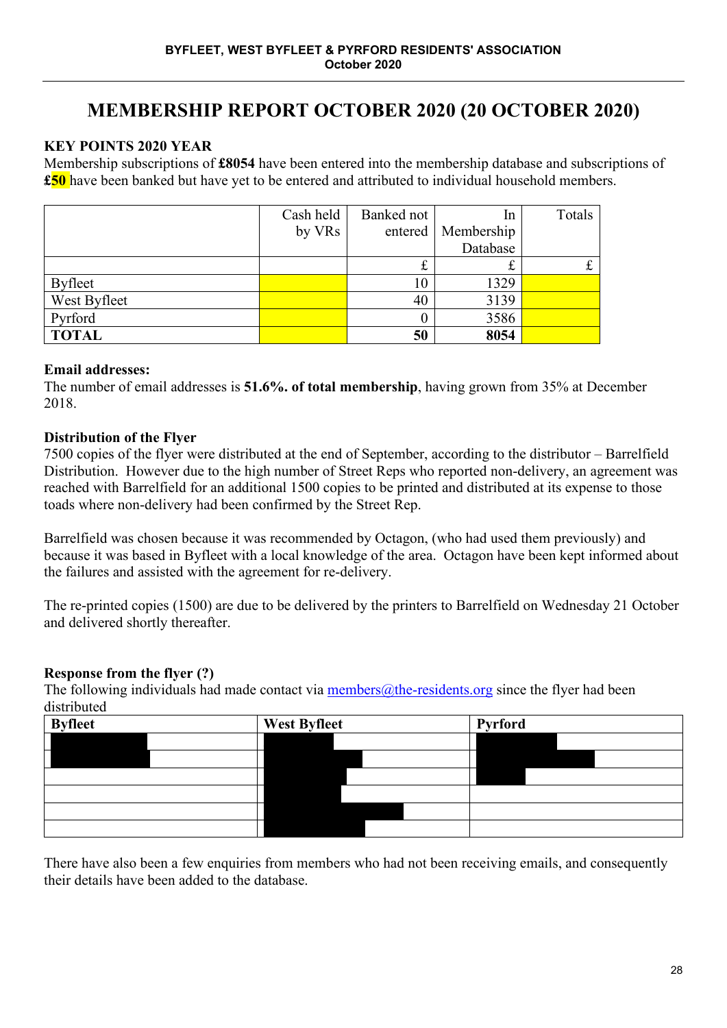# MEMBERSHIP REPORT OCTOBER 2020 (20 OCTOBER 2020)

**KEY POINTS 2020 YEAR**

Membership subscriptions of **£8054** have been entered into the membership database and subscriptions of **£50** have been banked but have yet to be entered and attributed to individual household members.

| | Cash held by VRs | Banked not entered | In Membership Database | Totals |
|---|---|---|---|---|
| | | £ | £ | £ |
| Byfleet | | 10 | 1329 | |
| West Byfleet | | 40 | 3139 | |
| Pyrford | | 0 | 3586 | |
| **TOTAL** | | **50** | **8054** | |

**Email addresses:**

The number of email addresses is **51.6%. of total membership**, having grown from 35% at December 2018.

**Distribution of the Flyer**

7500 copies of the flyer were distributed at the end of September, according to the distributor – Barrelfield Distribution. However due to the high number of Street Reps who reported non-delivery, an agreement was reached with Barrelfield for an additional 1500 copies to be printed and distributed at its expense to those toads where non-delivery had been confirmed by the Street Rep.

Barrelfield was chosen because it was recommended by Octagon, (who had used them previously) and because it was based in Byfleet with a local knowledge of the area. Octagon have been kept informed about the failures and assisted with the agreement for re-delivery.

The re-printed copies (1500) are due to be delivered by the printers to Barrelfield on Wednesday 21 October and delivered shortly thereafter.

**Response from the flyer (?)**

The following individuals had made contact via members@the-residents.org since the flyer had been distributed

| Byfleet | West Byfleet | Pyrford |
|---|---|---|
| [redacted] | [redacted] | [redacted] |
| [redacted] | [redacted] | [redacted] |
| | [redacted] | [redacted] |
| | [redacted] | |
| | [redacted] | |
| | [redacted] | |

There have also been a few enquiries from members who had not been receiving emails, and consequently their details have been added to the database.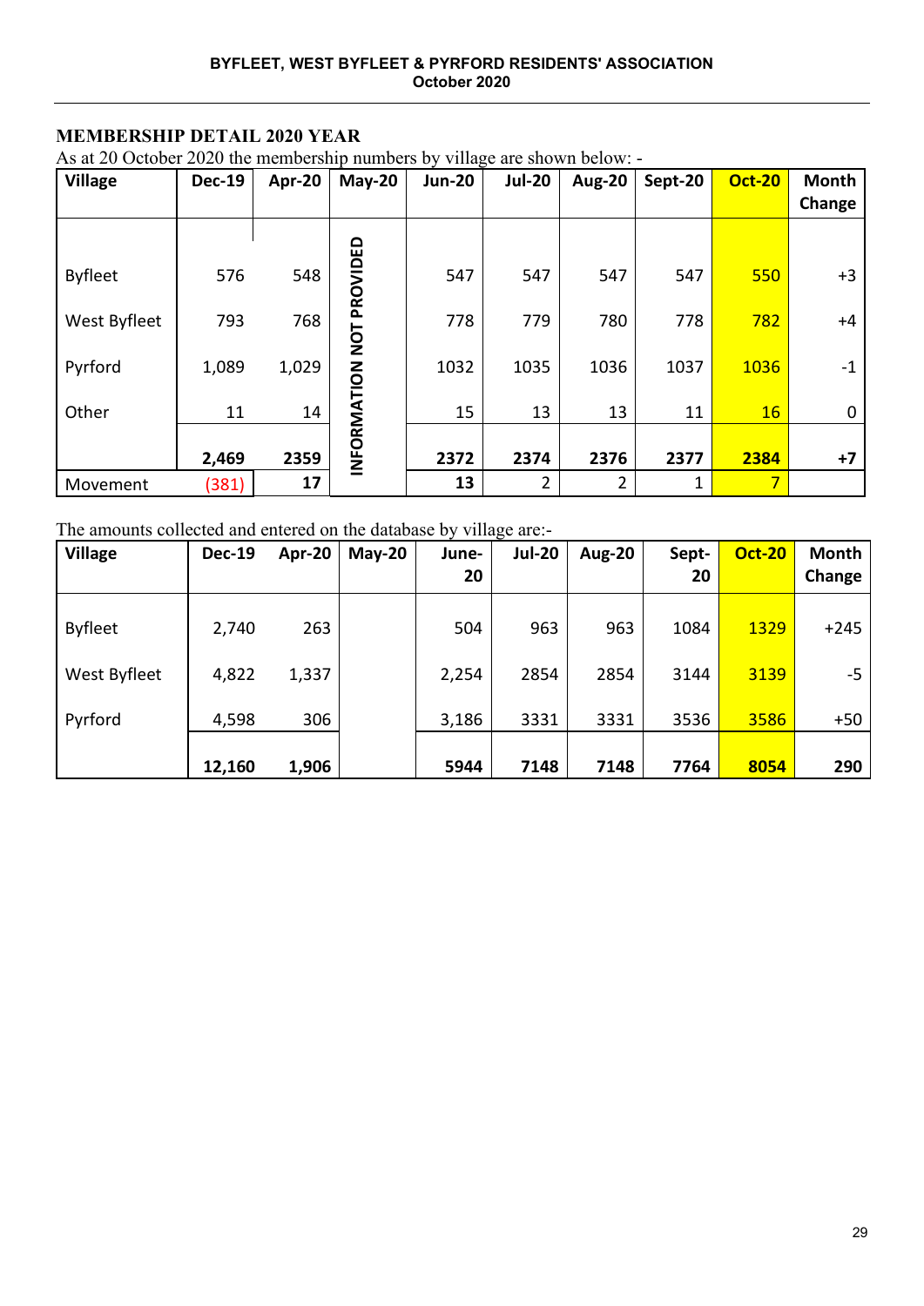**BYFLEET, WEST BYFLEET & PYRFORD RESIDENTS' ASSOCIATION**
**October 2020**

## MEMBERSHIP DETAIL 2020 YEAR

As at 20 October 2020 the membership numbers by village are shown below: -

| Village | Dec-19 | Apr-20 | May-20 | Jun-20 | Jul-20 | Aug-20 | Sept-20 | Oct-20 | Month Change |
|---|---|---|---|---|---|---|---|---|---|
| Byfleet | 576 | 548 | INFORMATION NOT PROVIDED | 547 | 547 | 547 | 547 | 550 | +3 |
| West Byfleet | 793 | 768 | | 778 | 779 | 780 | 778 | 782 | +4 |
| Pyrford | 1,089 | 1,029 | | 1032 | 1035 | 1036 | 1037 | 1036 | -1 |
| Other | 11 | 14 | | 15 | 13 | 13 | 11 | 16 | 0 |
| | **2,469** | **2359** | | **2372** | **2374** | **2376** | **2377** | **2384** | **+7** |
| Movement | (381) | **17** | | **13** | 2 | 2 | 1 | 7 | |

The amounts collected and entered on the database by village are:-

| Village | Dec-19 | Apr-20 | May-20 | June-20 | Jul-20 | Aug-20 | Sept-20 | Oct-20 | Month Change |
|---|---|---|---|---|---|---|---|---|---|
| Byfleet | 2,740 | 263 | | 504 | 963 | 963 | 1084 | 1329 | +245 |
| West Byfleet | 4,822 | 1,337 | | 2,254 | 2854 | 2854 | 3144 | 3139 | -5 |
| Pyrford | 4,598 | 306 | | 3,186 | 3331 | 3331 | 3536 | 3586 | +50 |
| | **12,160** | **1,906** | | **5944** | **7148** | **7148** | **7764** | **8054** | **290** |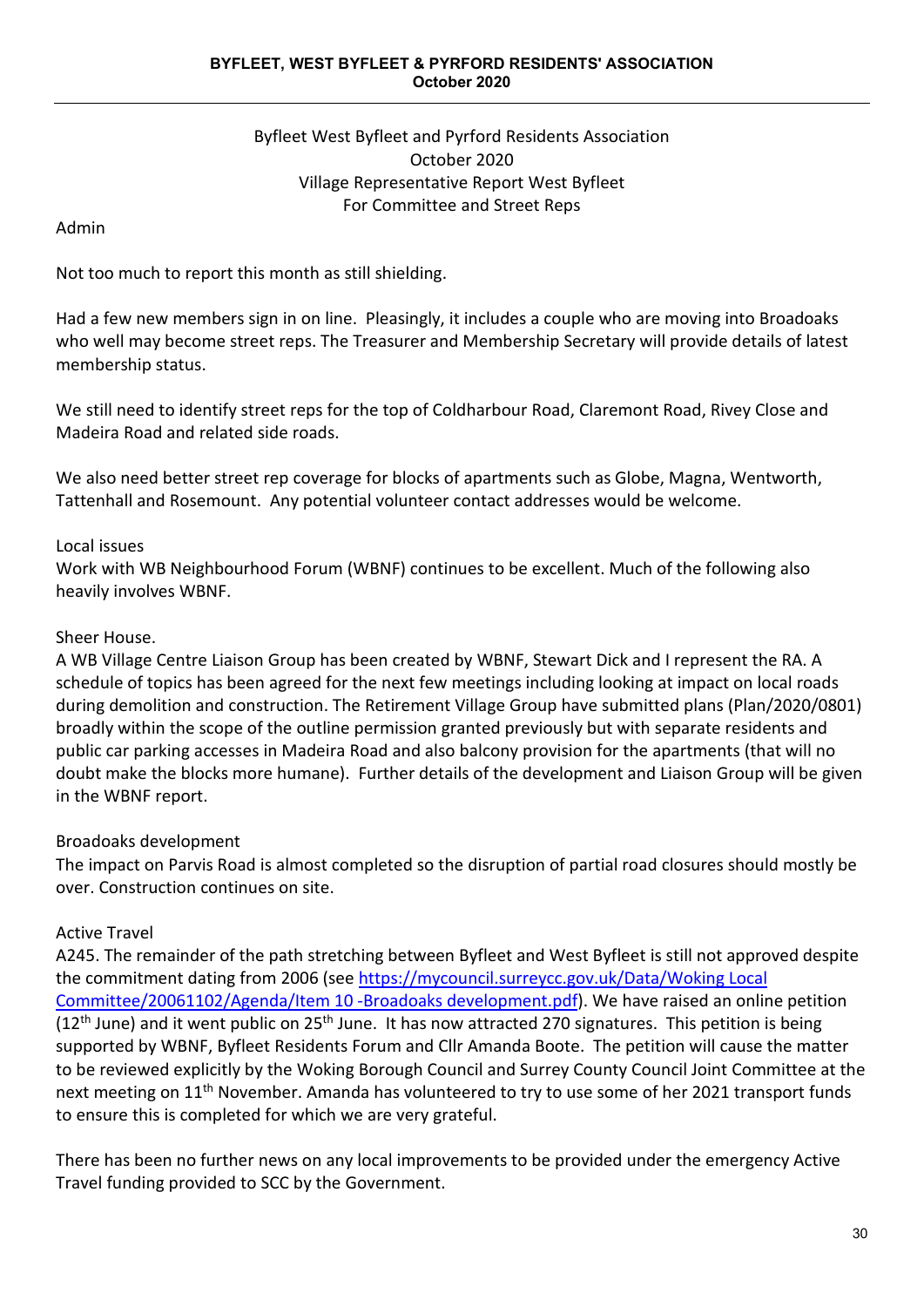Byfleet West Byfleet and Pyrford Residents Association
October 2020
Village Representative Report West Byfleet
For Committee and Street Reps

Admin

Not too much to report this month as still shielding.

Had a few new members sign in on line. Pleasingly, it includes a couple who are moving into Broadoaks who well may become street reps. The Treasurer and Membership Secretary will provide details of latest membership status.

We still need to identify street reps for the top of Coldharbour Road, Claremont Road, Rivey Close and Madeira Road and related side roads.

We also need better street rep coverage for blocks of apartments such as Globe, Magna, Wentworth, Tattenhall and Rosemount. Any potential volunteer contact addresses would be welcome.

Local issues

Work with WB Neighbourhood Forum (WBNF) continues to be excellent. Much of the following also heavily involves WBNF.

Sheer House.

A WB Village Centre Liaison Group has been created by WBNF, Stewart Dick and I represent the RA. A schedule of topics has been agreed for the next few meetings including looking at impact on local roads during demolition and construction. The Retirement Village Group have submitted plans (Plan/2020/0801) broadly within the scope of the outline permission granted previously but with separate residents and public car parking accesses in Madeira Road and also balcony provision for the apartments (that will no doubt make the blocks more humane). Further details of the development and Liaison Group will be given in the WBNF report.

Broadoaks development

The impact on Parvis Road is almost completed so the disruption of partial road closures should mostly be over. Construction continues on site.

Active Travel

A245. The remainder of the path stretching between Byfleet and West Byfleet is still not approved despite the commitment dating from 2006 (see [https://mycouncil.surreycc.gov.uk/Data/Woking Local Committee/20061102/Agenda/Item 10 -Broadoaks development.pdf](https://mycouncil.surreycc.gov.uk/Data/Woking Local Committee/20061102/Agenda/Item 10 -Broadoaks development.pdf)). We have raised an online petition (12th June) and it went public on 25th June. It has now attracted 270 signatures. This petition is being supported by WBNF, Byfleet Residents Forum and Cllr Amanda Boote. The petition will cause the matter to be reviewed explicitly by the Woking Borough Council and Surrey County Council Joint Committee at the next meeting on 11th November. Amanda has volunteered to try to use some of her 2021 transport funds to ensure this is completed for which we are very grateful.

There has been no further news on any local improvements to be provided under the emergency Active Travel funding provided to SCC by the Government.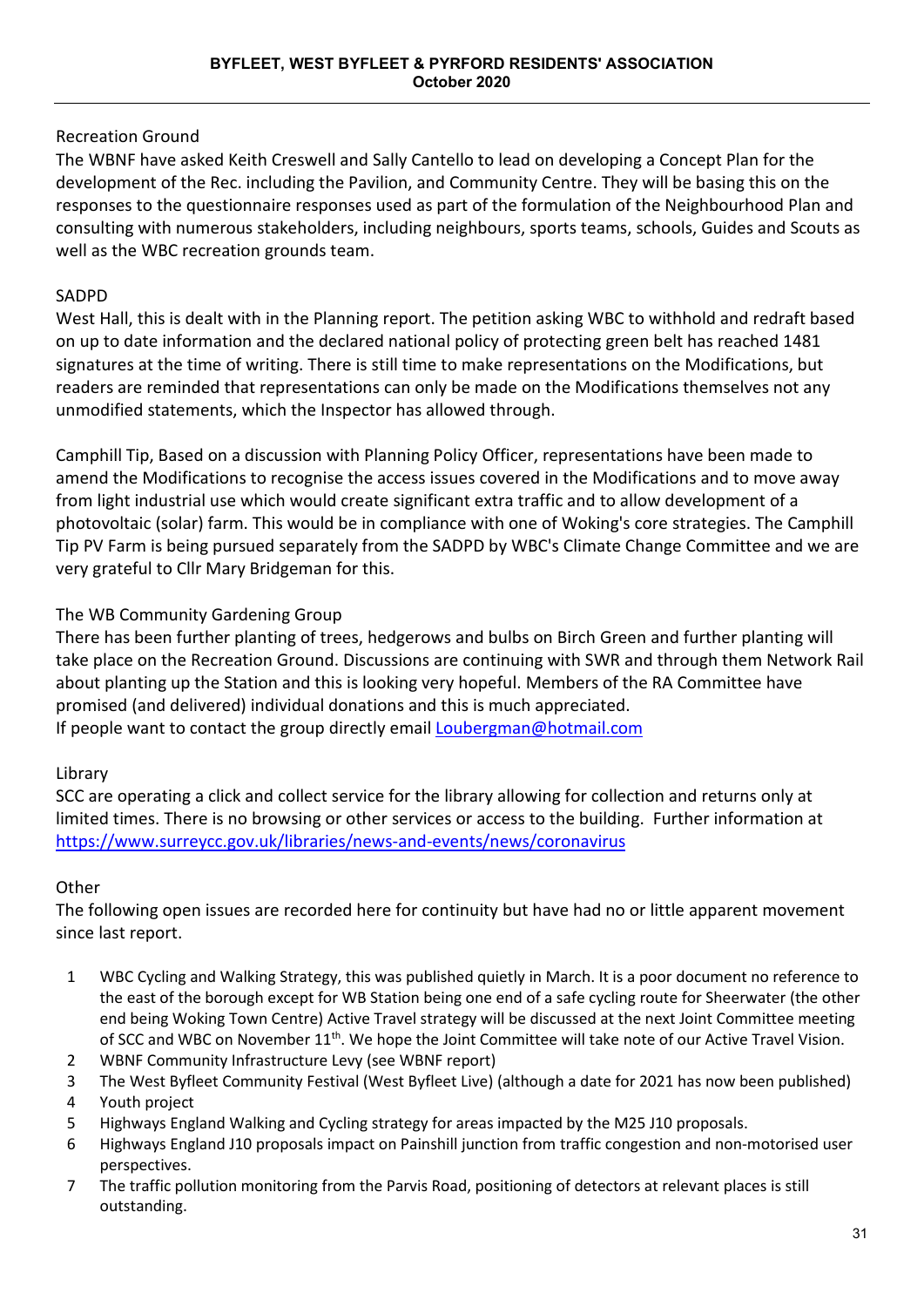### Recreation Ground

The WBNF have asked Keith Creswell and Sally Cantello to lead on developing a Concept Plan for the development of the Rec. including the Pavilion, and Community Centre. They will be basing this on the responses to the questionnaire responses used as part of the formulation of the Neighbourhood Plan and consulting with numerous stakeholders, including neighbours, sports teams, schools, Guides and Scouts as well as the WBC recreation grounds team.

### SADPD

West Hall, this is dealt with in the Planning report. The petition asking WBC to withhold and redraft based on up to date information and the declared national policy of protecting green belt has reached 1481 signatures at the time of writing. There is still time to make representations on the Modifications, but readers are reminded that representations can only be made on the Modifications themselves not any unmodified statements, which the Inspector has allowed through.

Camphill Tip, Based on a discussion with Planning Policy Officer, representations have been made to amend the Modifications to recognise the access issues covered in the Modifications and to move away from light industrial use which would create significant extra traffic and to allow development of a photovoltaic (solar) farm. This would be in compliance with one of Woking's core strategies. The Camphill Tip PV Farm is being pursued separately from the SADPD by WBC's Climate Change Committee and we are very grateful to Cllr Mary Bridgeman for this.

### The WB Community Gardening Group

There has been further planting of trees, hedgerows and bulbs on Birch Green and further planting will take place on the Recreation Ground. Discussions are continuing with SWR and through them Network Rail about planting up the Station and this is looking very hopeful. Members of the RA Committee have promised (and delivered) individual donations and this is much appreciated.
If people want to contact the group directly email Loubergman@hotmail.com

### Library

SCC are operating a click and collect service for the library allowing for collection and returns only at limited times. There is no browsing or other services or access to the building. Further information at https://www.surreycc.gov.uk/libraries/news-and-events/news/coronavirus

### Other

The following open issues are recorded here for continuity but have had no or little apparent movement since last report.

1. WBC Cycling and Walking Strategy, this was published quietly in March. It is a poor document no reference to the east of the borough except for WB Station being one end of a safe cycling route for Sheerwater (the other end being Woking Town Centre) Active Travel strategy will be discussed at the next Joint Committee meeting of SCC and WBC on November 11th. We hope the Joint Committee will take note of our Active Travel Vision.
2. WBNF Community Infrastructure Levy (see WBNF report)
3. The West Byfleet Community Festival (West Byfleet Live) (although a date for 2021 has now been published)
4. Youth project
5. Highways England Walking and Cycling strategy for areas impacted by the M25 J10 proposals.
6. Highways England J10 proposals impact on Painshill junction from traffic congestion and non-motorised user perspectives.
7. The traffic pollution monitoring from the Parvis Road, positioning of detectors at relevant places is still outstanding.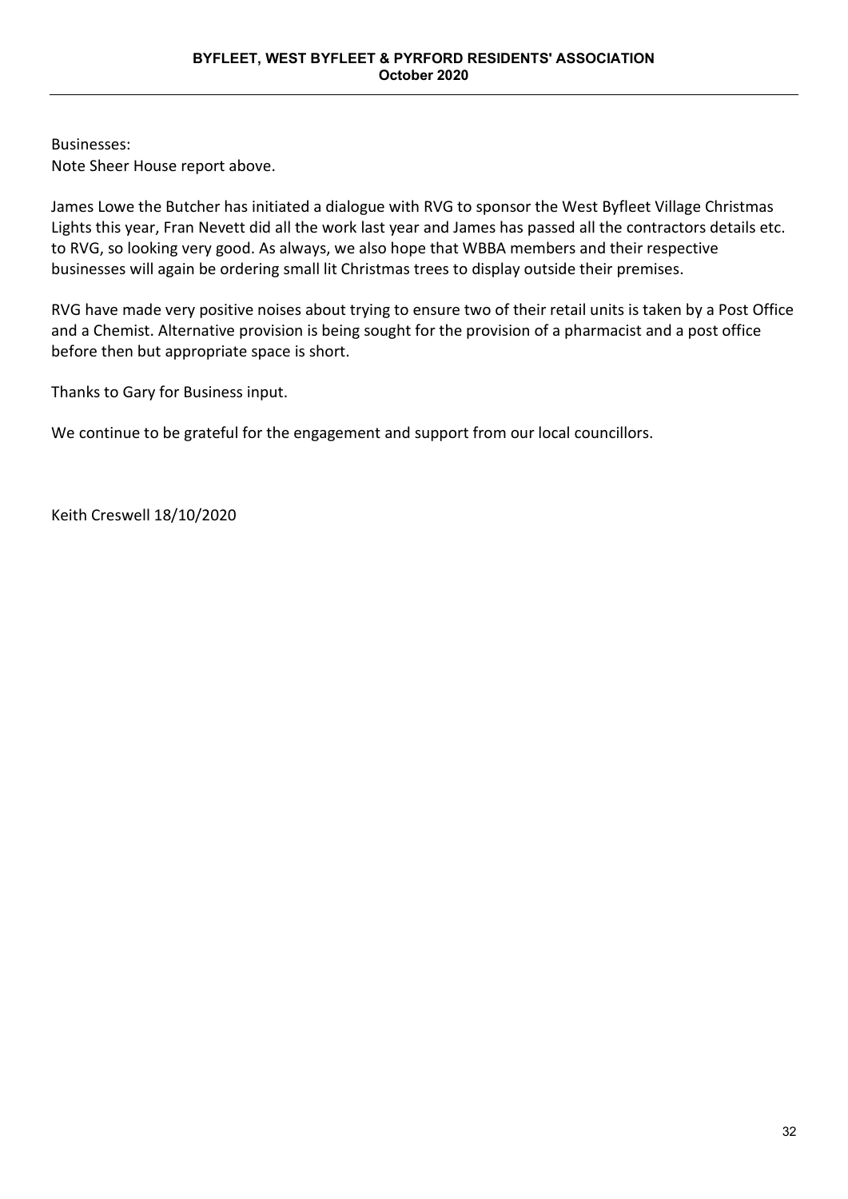Businesses:
Note Sheer House report above.

James Lowe the Butcher has initiated a dialogue with RVG to sponsor the West Byfleet Village Christmas Lights this year, Fran Nevett did all the work last year and James has passed all the contractors details etc. to RVG, so looking very good. As always, we also hope that WBBA members and their respective businesses will again be ordering small lit Christmas trees to display outside their premises.

RVG have made very positive noises about trying to ensure two of their retail units is taken by a Post Office and a Chemist. Alternative provision is being sought for the provision of a pharmacist and a post office before then but appropriate space is short.

Thanks to Gary for Business input.

We continue to be grateful for the engagement and support from our local councillors.

Keith Creswell 18/10/2020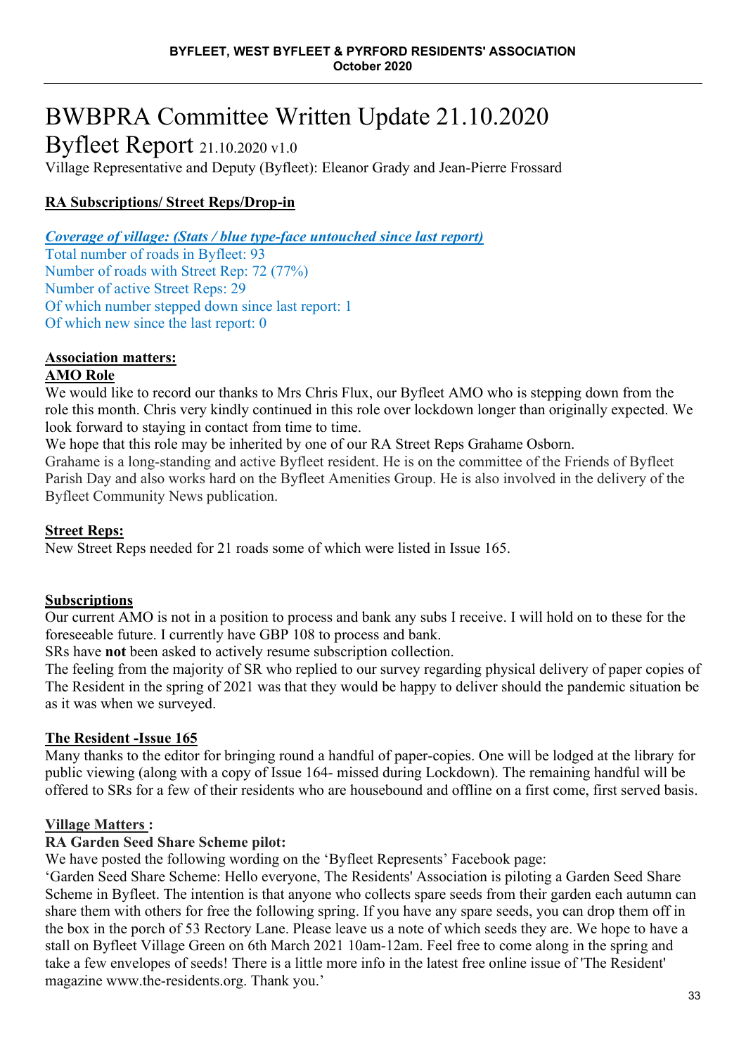# BWBPRA Committee Written Update 21.10.2020

## Byfleet Report 21.10.2020 v1.0

Village Representative and Deputy (Byfleet): Eleanor Grady and Jean-Pierre Frossard

### RA Subscriptions/ Street Reps/Drop-in

***Coverage of village: (Stats / blue type-face untouched since last report)***

Total number of roads in Byfleet: 93
Number of roads with Street Rep: 72 (77%)
Number of active Street Reps: 29
Of which number stepped down since last report: 1
Of which new since the last report: 0

**Association matters:**

**AMO Role**

We would like to record our thanks to Mrs Chris Flux, our Byfleet AMO who is stepping down from the role this month. Chris very kindly continued in this role over lockdown longer than originally expected. We look forward to staying in contact from time to time.

We hope that this role may be inherited by one of our RA Street Reps Grahame Osborn.

Grahame is a long-standing and active Byfleet resident. He is on the committee of the Friends of Byfleet Parish Day and also works hard on the Byfleet Amenities Group. He is also involved in the delivery of the Byfleet Community News publication.

**Street Reps:**

New Street Reps needed for 21 roads some of which were listed in Issue 165.

**Subscriptions**

Our current AMO is not in a position to process and bank any subs I receive. I will hold on to these for the foreseeable future. I currently have GBP 108 to process and bank.

SRs have **not** been asked to actively resume subscription collection.

The feeling from the majority of SR who replied to our survey regarding physical delivery of paper copies of The Resident in the spring of 2021 was that they would be happy to deliver should the pandemic situation be as it was when we surveyed.

**The Resident -Issue 165**

Many thanks to the editor for bringing round a handful of paper-copies. One will be lodged at the library for public viewing (along with a copy of Issue 164- missed during Lockdown). The remaining handful will be offered to SRs for a few of their residents who are housebound and offline on a first come, first served basis.

**Village Matters :**

**RA Garden Seed Share Scheme pilot:**

We have posted the following wording on the 'Byfleet Represents' Facebook page:

'Garden Seed Share Scheme: Hello everyone, The Residents' Association is piloting a Garden Seed Share Scheme in Byfleet. The intention is that anyone who collects spare seeds from their garden each autumn can share them with others for free the following spring. If you have any spare seeds, you can drop them off in the box in the porch of 53 Rectory Lane. Please leave us a note of which seeds they are. We hope to have a stall on Byfleet Village Green on 6th March 2021 10am-12am. Feel free to come along in the spring and take a few envelopes of seeds! There is a little more info in the latest free online issue of 'The Resident' magazine www.the-residents.org. Thank you.'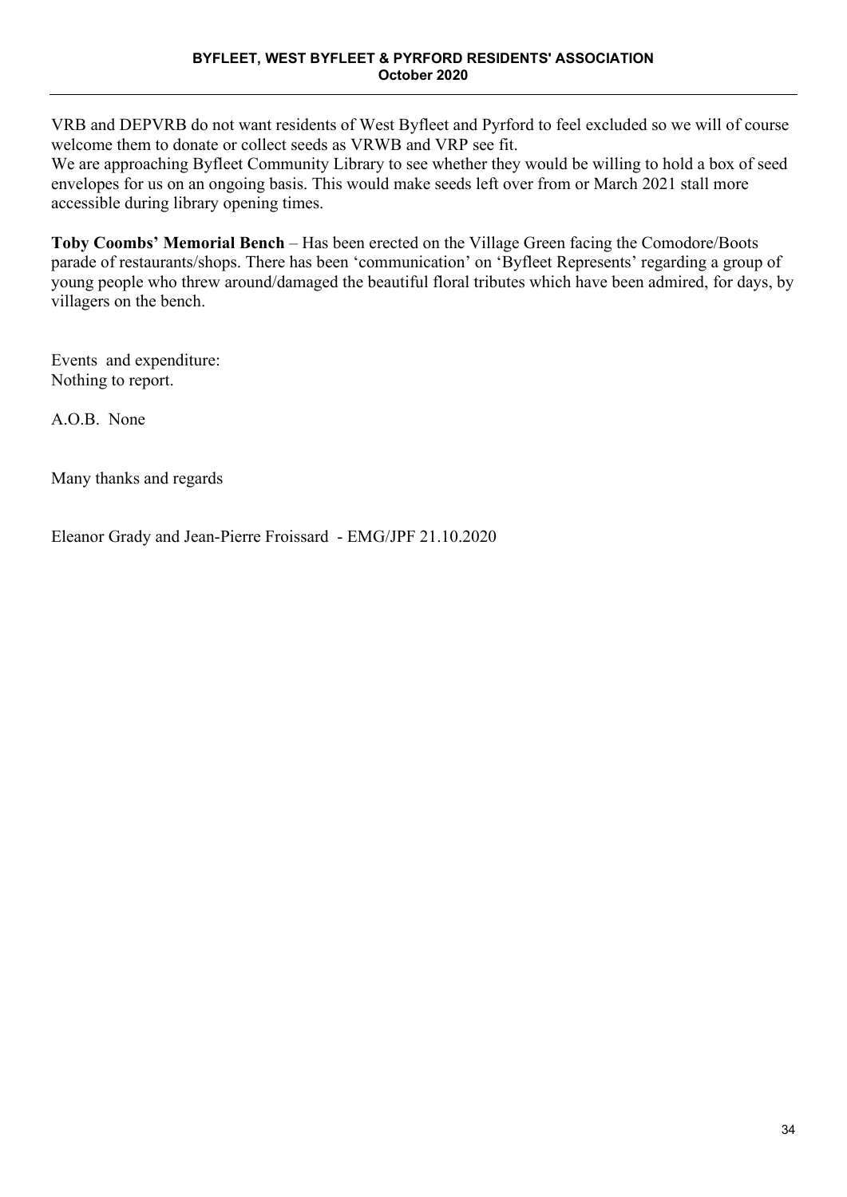VRB and DEPVRB do not want residents of West Byfleet and Pyrford to feel excluded so we will of course welcome them to donate or collect seeds as VRWB and VRP see fit.
We are approaching Byfleet Community Library to see whether they would be willing to hold a box of seed envelopes for us on an ongoing basis. This would make seeds left over from or March 2021 stall more accessible during library opening times.

**Toby Coombs' Memorial Bench** – Has been erected on the Village Green facing the Comodore/Boots parade of restaurants/shops. There has been 'communication' on 'Byfleet Represents' regarding a group of young people who threw around/damaged the beautiful floral tributes which have been admired, for days, by villagers on the bench.

Events and expenditure:
Nothing to report.

A.O.B. None

Many thanks and regards

Eleanor Grady and Jean-Pierre Froissard - EMG/JPF 21.10.2020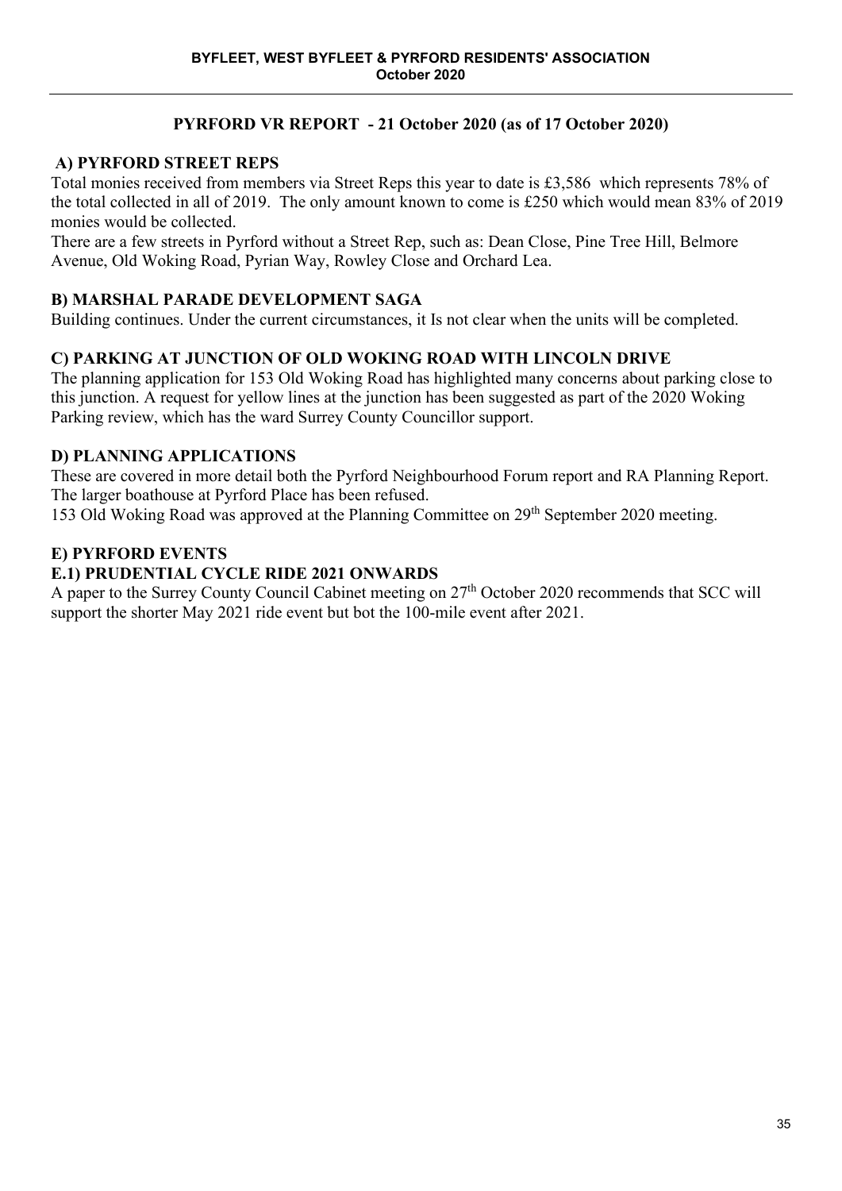## PYRFORD VR REPORT - 21 October 2020 (as of 17 October 2020)

### A) PYRFORD STREET REPS

Total monies received from members via Street Reps this year to date is £3,586 which represents 78% of the total collected in all of 2019. The only amount known to come is £250 which would mean 83% of 2019 monies would be collected.

There are a few streets in Pyrford without a Street Rep, such as: Dean Close, Pine Tree Hill, Belmore Avenue, Old Woking Road, Pyrian Way, Rowley Close and Orchard Lea.

### B) MARSHAL PARADE DEVELOPMENT SAGA

Building continues. Under the current circumstances, it Is not clear when the units will be completed.

### C) PARKING AT JUNCTION OF OLD WOKING ROAD WITH LINCOLN DRIVE

The planning application for 153 Old Woking Road has highlighted many concerns about parking close to this junction. A request for yellow lines at the junction has been suggested as part of the 2020 Woking Parking review, which has the ward Surrey County Councillor support.

### D) PLANNING APPLICATIONS

These are covered in more detail both the Pyrford Neighbourhood Forum report and RA Planning Report.

The larger boathouse at Pyrford Place has been refused.

153 Old Woking Road was approved at the Planning Committee on 29th September 2020 meeting.

### E) PYRFORD EVENTS

### E.1) PRUDENTIAL CYCLE RIDE 2021 ONWARDS

A paper to the Surrey County Council Cabinet meeting on 27th October 2020 recommends that SCC will support the shorter May 2021 ride event but bot the 100-mile event after 2021.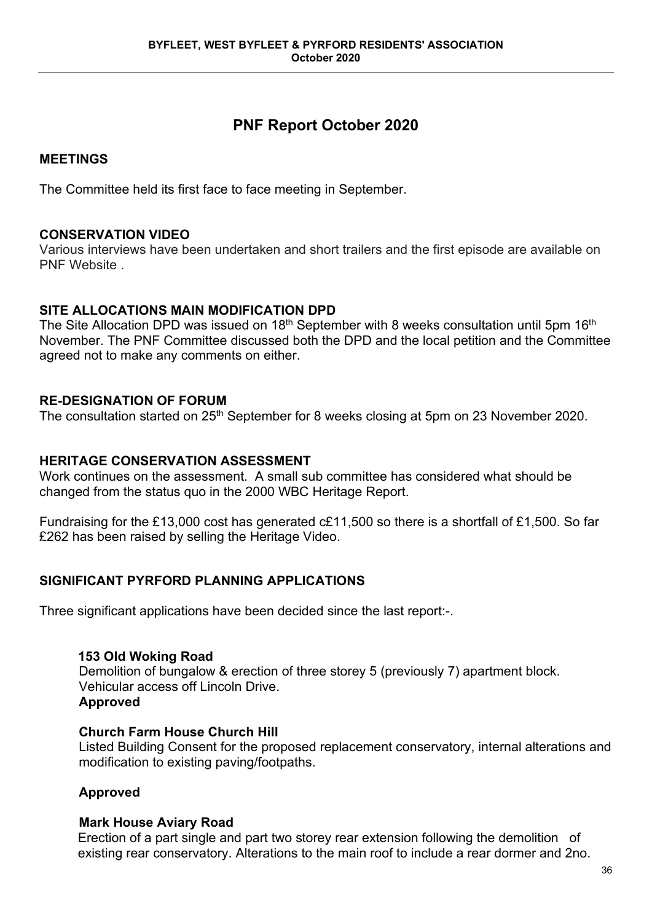# PNF Report October 2020

## MEETINGS

The Committee held its first face to face meeting in September.

## CONSERVATION VIDEO

Various interviews have been undertaken and short trailers and the first episode are available on PNF Website .

## SITE ALLOCATIONS MAIN MODIFICATION DPD

The Site Allocation DPD was issued on 18th September with 8 weeks consultation until 5pm 16th November. The PNF Committee discussed both the DPD and the local petition and the Committee agreed not to make any comments on either.

## RE-DESIGNATION OF FORUM

The consultation started on 25th September for 8 weeks closing at 5pm on 23 November 2020.

## HERITAGE CONSERVATION ASSESSMENT

Work continues on the assessment. A small sub committee has considered what should be changed from the status quo in the 2000 WBC Heritage Report.

Fundraising for the £13,000 cost has generated c£11,500 so there is a shortfall of £1,500. So far £262 has been raised by selling the Heritage Video.

## SIGNIFICANT PYRFORD PLANNING APPLICATIONS

Three significant applications have been decided since the last report:-.

**153 Old Woking Road**
Demolition of bungalow & erection of three storey 5 (previously 7) apartment block. Vehicular access off Lincoln Drive.
**Approved**

**Church Farm House Church Hill**
Listed Building Consent for the proposed replacement conservatory, internal alterations and modification to existing paving/footpaths.

**Approved**

**Mark House Aviary Road**
Erection of a part single and part two storey rear extension following the demolition of existing rear conservatory. Alterations to the main roof to include a rear dormer and 2no.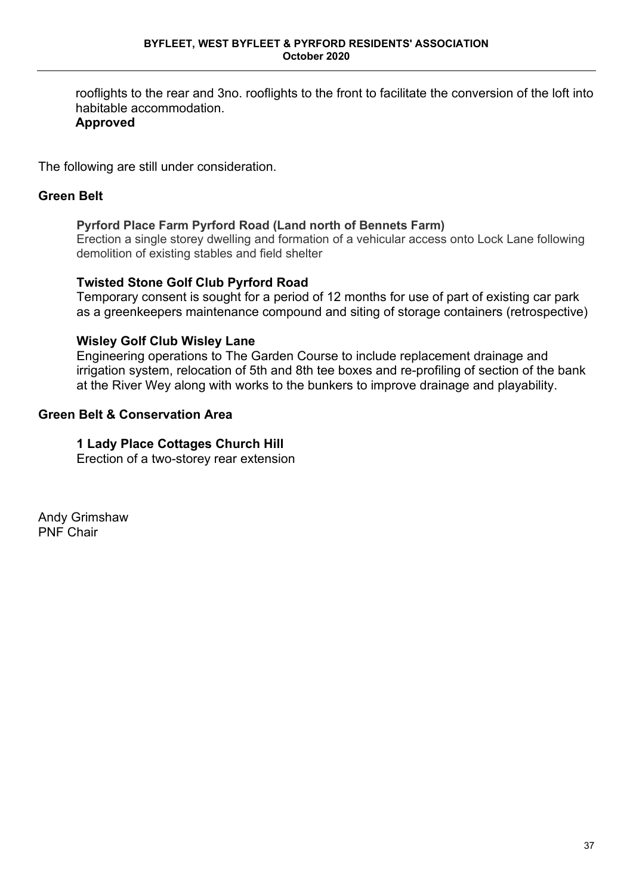rooflights to the rear and 3no. rooflights to the front to facilitate the conversion of the loft into habitable accommodation.
**Approved**

The following are still under consideration.

**Green Belt**

**Pyrford Place Farm Pyrford Road (Land north of Bennets Farm)**
Erection a single storey dwelling and formation of a vehicular access onto Lock Lane following demolition of existing stables and field shelter

**Twisted Stone Golf Club Pyrford Road**
Temporary consent is sought for a period of 12 months for use of part of existing car park as a greenkeepers maintenance compound and siting of storage containers (retrospective)

**Wisley Golf Club Wisley Lane**
Engineering operations to The Garden Course to include replacement drainage and irrigation system, relocation of 5th and 8th tee boxes and re-profiling of section of the bank at the River Wey along with works to the bunkers to improve drainage and playability.

**Green Belt & Conservation Area**

**1 Lady Place Cottages Church Hill**
Erection of a two-storey rear extension

Andy Grimshaw
PNF Chair